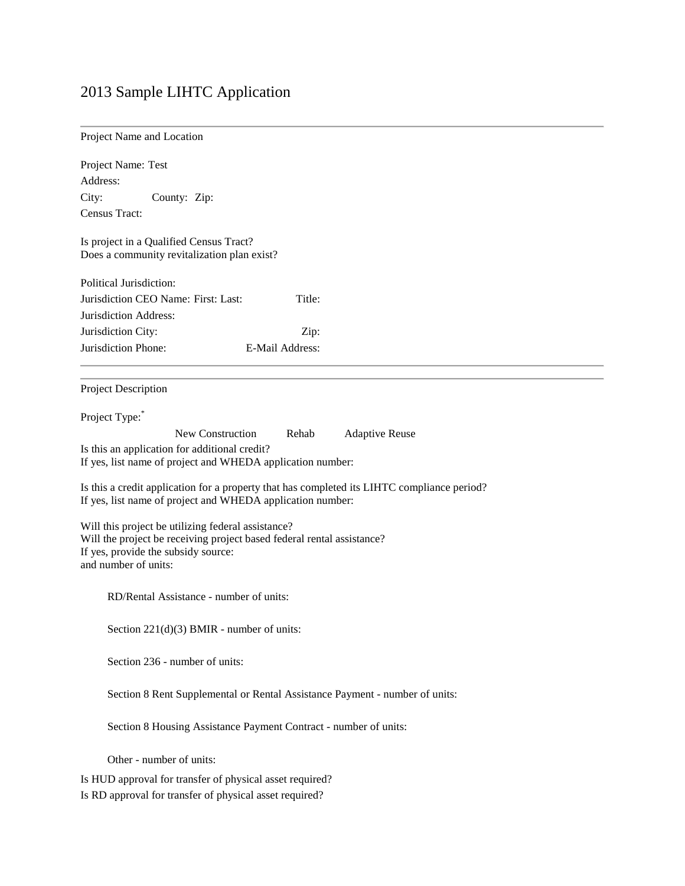# 2013 Sample LIHTC Application

---

## Project Name and Location

Project Name: Test
Address:
City: County: Zip:
Census Tract:

Is project in a Qualified Census Tract?
Does a community revitalization plan exist?

Political Jurisdiction:
Jurisdiction CEO Name: First: Last: Title:
Jurisdiction Address:
Jurisdiction City: Zip:
Jurisdiction Phone: E-Mail Address:

---

## Project Description

Project Type:*

New Construction Rehab Adaptive Reuse

Is this an application for additional credit?
If yes, list name of project and WHEDA application number:

Is this a credit application for a property that has completed its LIHTC compliance period?
If yes, list name of project and WHEDA application number:

Will this project be utilizing federal assistance?
Will the project be receiving project based federal rental assistance?
If yes, provide the subsidy source:
and number of units:

RD/Rental Assistance - number of units:

Section 221(d)(3) BMIR - number of units:

Section 236 - number of units:

Section 8 Rent Supplemental or Rental Assistance Payment - number of units:

Section 8 Housing Assistance Payment Contract - number of units:

Other - number of units:

Is HUD approval for transfer of physical asset required?
Is RD approval for transfer of physical asset required?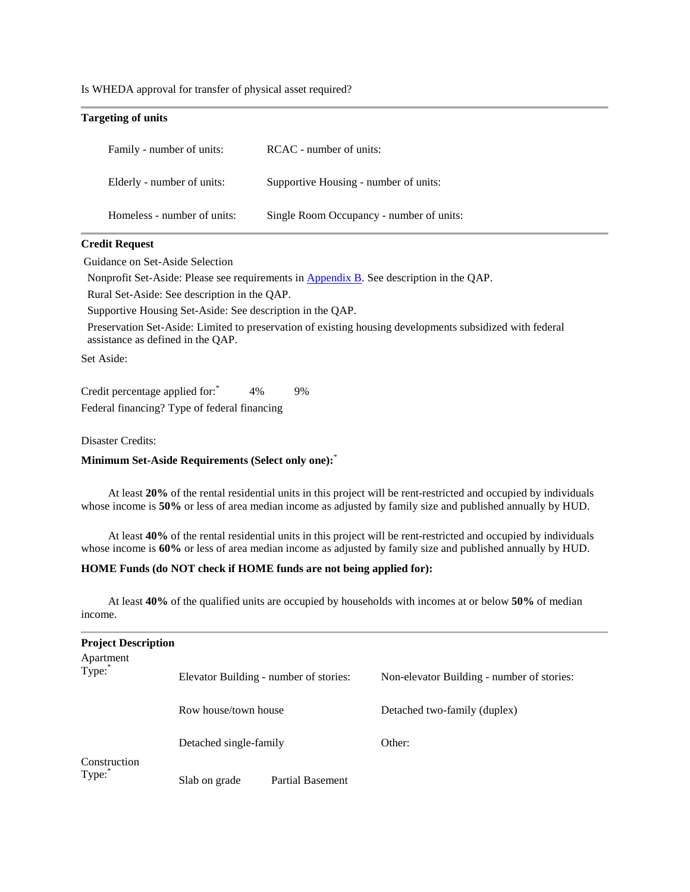Is WHEDA approval for transfer of physical asset required?

---

**Targeting of units**

| | |
|---|---|
| Family - number of units: | RCAC - number of units: |
| Elderly - number of units: | Supportive Housing - number of units: |
| Homeless - number of units: | Single Room Occupancy - number of units: |

---

**Credit Request**

Guidance on Set-Aside Selection

Nonprofit Set-Aside: Please see requirements in [Appendix B](). See description in the QAP.

Rural Set-Aside: See description in the QAP.

Supportive Housing Set-Aside: See description in the QAP.

Preservation Set-Aside: Limited to preservation of existing housing developments subsidized with federal assistance as defined in the QAP.

Set Aside:

Credit percentage applied for:* 4% 9%

Federal financing? Type of federal financing

Disaster Credits:

**Minimum Set-Aside Requirements (Select only one):***

At least **20%** of the rental residential units in this project will be rent-restricted and occupied by individuals whose income is **50%** or less of area median income as adjusted by family size and published annually by HUD.

At least **40%** of the rental residential units in this project will be rent-restricted and occupied by individuals whose income is **60%** or less of area median income as adjusted by family size and published annually by HUD.

**HOME Funds (do NOT check if HOME funds are not being applied for):**

At least **40%** of the qualified units are occupied by households with incomes at or below **50%** of median income.

---

**Project Description**

| | | |
|---|---|---|
| Apartment Type:* | Elevator Building - number of stories: | Non-elevator Building - number of stories: |
| | Row house/town house | Detached two-family (duplex) |
| | Detached single-family | Other: |
| Construction Type:* | Slab on grade | Partial Basement |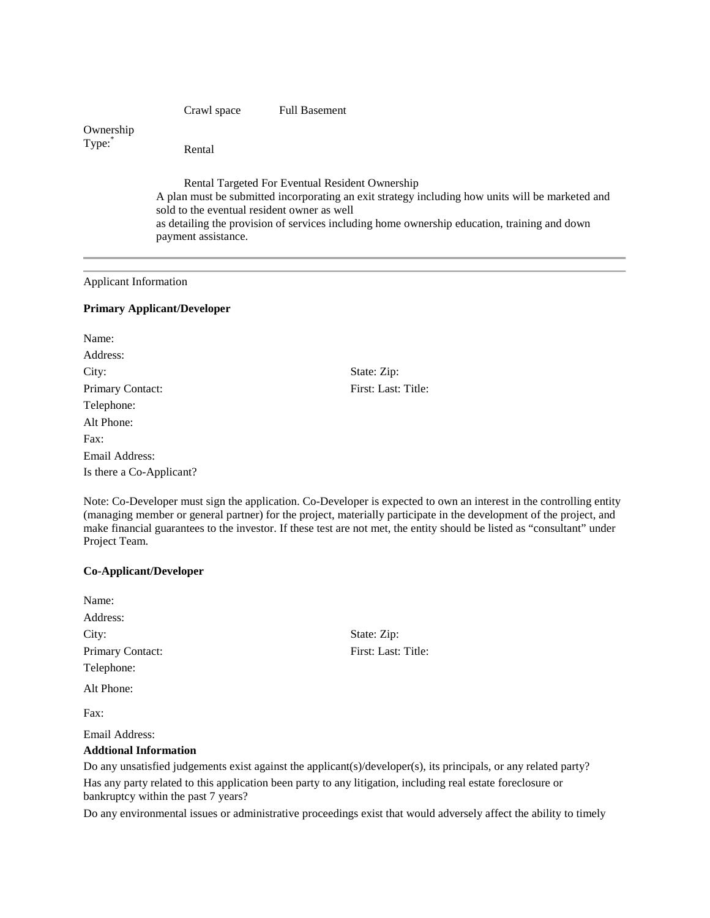Crawl space    Full Basement

Ownership Type:*

Rental

Rental Targeted For Eventual Resident Ownership

A plan must be submitted incorporating an exit strategy including how units will be marketed and sold to the eventual resident owner as well
as detailing the provision of services including home ownership education, training and down payment assistance.

---

Applicant Information

**Primary Applicant/Developer**

Name:
Address:
City: State: Zip:
Primary Contact: First: Last: Title:
Telephone:
Alt Phone:
Fax:
Email Address:
Is there a Co-Applicant?

Note: Co-Developer must sign the application. Co-Developer is expected to own an interest in the controlling entity (managing member or general partner) for the project, materially participate in the development of the project, and make financial guarantees to the investor. If these test are not met, the entity should be listed as "consultant" under Project Team.

**Co-Applicant/Developer**

Name:
Address:
City: State: Zip:
Primary Contact: First: Last: Title:
Telephone:
Alt Phone:
Fax:
Email Address:

**Addtional Information**

Do any unsatisfied judgements exist against the applicant(s)/developer(s), its principals, or any related party?

Has any party related to this application been party to any litigation, including real estate foreclosure or bankruptcy within the past 7 years?

Do any environmental issues or administrative proceedings exist that would adversely affect the ability to timely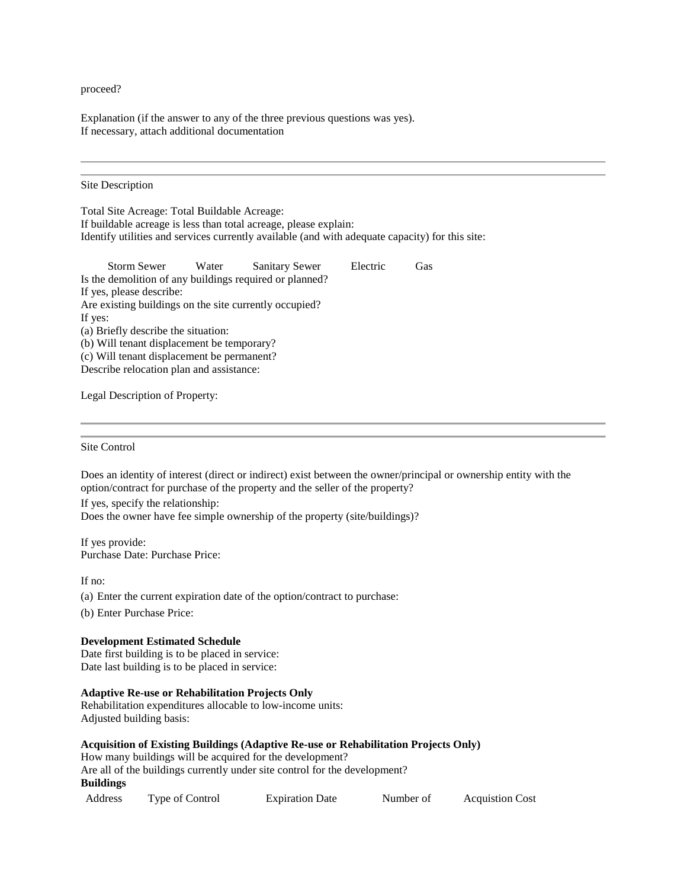proceed?

Explanation (if the answer to any of the three previous questions was yes).
If necessary, attach additional documentation

---

---

Site Description

Total Site Acreage: Total Buildable Acreage:
If buildable acreage is less than total acreage, please explain:
Identify utilities and services currently available (and with adequate capacity) for this site:

Storm Sewer Water Sanitary Sewer Electric Gas

Is the demolition of any buildings required or planned?
If yes, please describe:
Are existing buildings on the site currently occupied?
If yes:
(a) Briefly describe the situation:
(b) Will tenant displacement be temporary?
(c) Will tenant displacement be permanent?
Describe relocation plan and assistance:

Legal Description of Property:

---

---

Site Control

Does an identity of interest (direct or indirect) exist between the owner/principal or ownership entity with the option/contract for purchase of the property and the seller of the property?

If yes, specify the relationship:
Does the owner have fee simple ownership of the property (site/buildings)?

If yes provide:
Purchase Date: Purchase Price:

If no:

(a) Enter the current expiration date of the option/contract to purchase:

(b) Enter Purchase Price:

**Development Estimated Schedule**
Date first building is to be placed in service:
Date last building is to be placed in service:

**Adaptive Re-use or Rehabilitation Projects Only**
Rehabilitation expenditures allocable to low-income units:
Adjusted building basis:

**Acquisition of Existing Buildings (Adaptive Re-use or Rehabilitation Projects Only)**
How many buildings will be acquired for the development?
Are all of the buildings currently under site control for the development?
**Buildings**

| Address | Type of Control | Expiration Date | Number of | Acquistion Cost |
|---|---|---|---|---|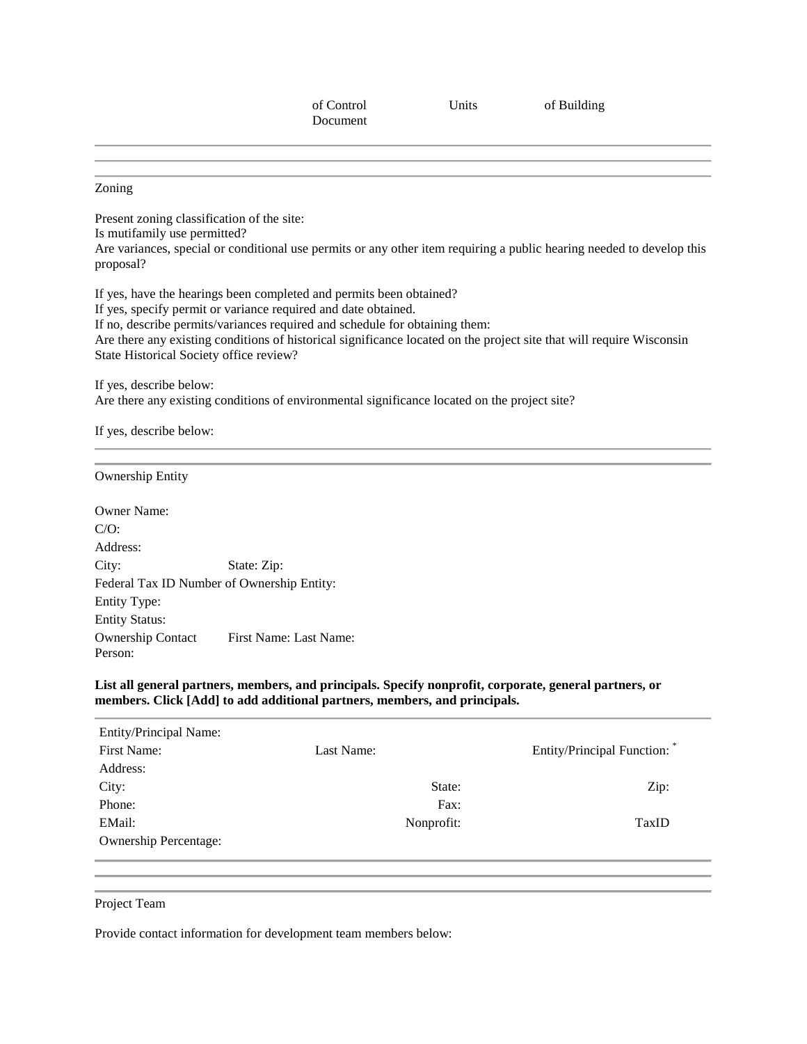| | of Control Document | Units | of Building |
|---|---|---|---|

---

---

## Zoning

Present zoning classification of the site:
Is mutifamily use permitted?
Are variances, special or conditional use permits or any other item requiring a public hearing needed to develop this proposal?

If yes, have the hearings been completed and permits been obtained?
If yes, specify permit or variance required and date obtained.
If no, describe permits/variances required and schedule for obtaining them:
Are there any existing conditions of historical significance located on the project site that will require Wisconsin State Historical Society office review?

If yes, describe below:
Are there any existing conditions of environmental significance located on the project site?

If yes, describe below:

---

## Ownership Entity

Owner Name:
C/O:
Address:
City: State: Zip:
Federal Tax ID Number of Ownership Entity:
Entity Type:
Entity Status:
Ownership Contact Person: First Name: Last Name:

**List all general partners, members, and principals. Specify nonprofit, corporate, general partners, or members. Click [Add] to add additional partners, members, and principals.**

| Entity/Principal Name: | | |
|---|---|---|
| First Name: | Last Name: | Entity/Principal Function: * |
| Address: | | |
| City: | State: | Zip: |
| Phone: | Fax: | |
| EMail: | Nonprofit: | TaxID |
| Ownership Percentage: | | |

---

## Project Team

Provide contact information for development team members below: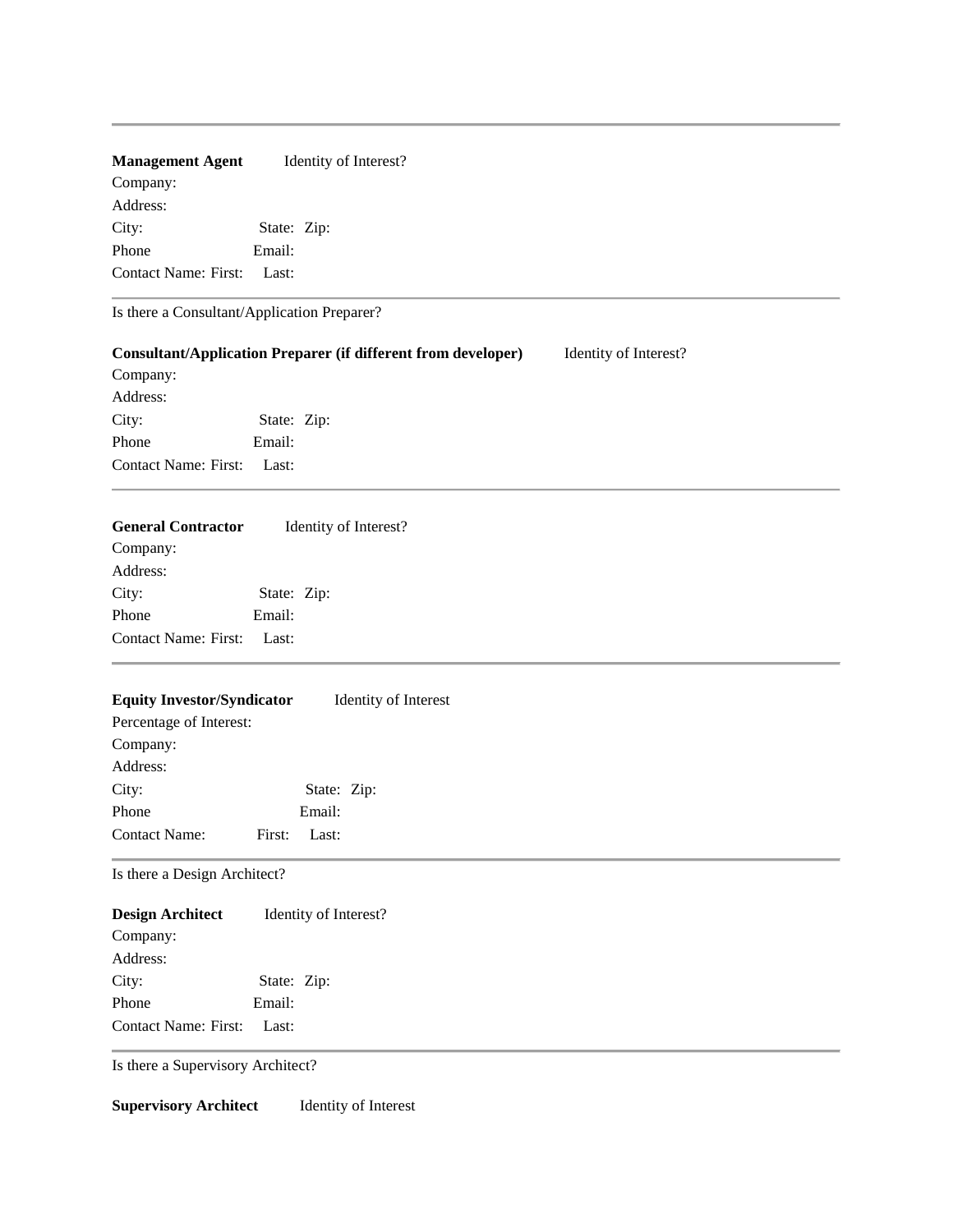---

**Management Agent** Identity of Interest?

Company:

Address:

City: State: Zip:

Phone Email:

Contact Name: First: Last:

---

Is there a Consultant/Application Preparer?

**Consultant/Application Preparer (if different from developer)** Identity of Interest?

Company:

Address:

City: State: Zip:

Phone Email:

Contact Name: First: Last:

---

**General Contractor** Identity of Interest?

Company:

Address:

City: State: Zip:

Phone Email:

Contact Name: First: Last:

---

**Equity Investor/Syndicator** Identity of Interest

Percentage of Interest:

Company:

Address:

City: State: Zip:

Phone Email:

Contact Name: First: Last:

---

Is there a Design Architect?

**Design Architect** Identity of Interest?

Company:

Address:

City: State: Zip:

Phone Email:

Contact Name: First: Last:

---

Is there a Supervisory Architect?

**Supervisory Architect** Identity of Interest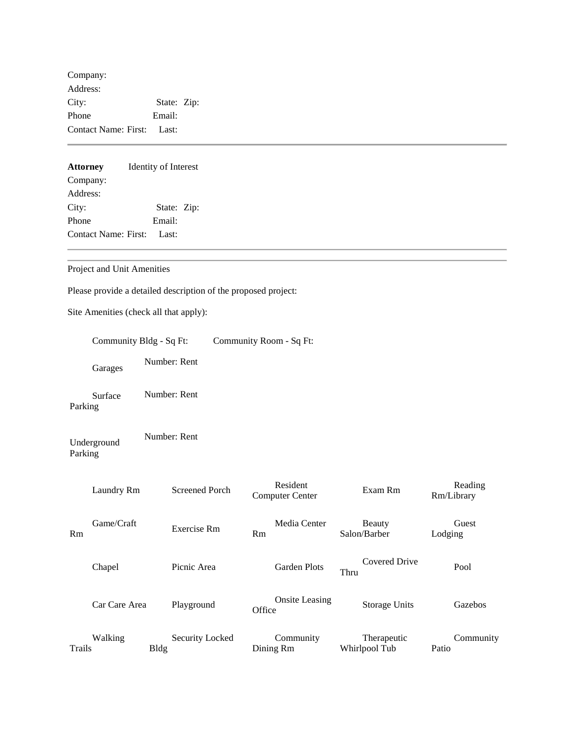Company:
Address:
City: State: Zip:
Phone Email:
Contact Name: First: Last:

---

**Attorney** Identity of Interest
Company:
Address:
City: State: Zip:
Phone Email:
Contact Name: First: Last:

---

Project and Unit Amenities

Please provide a detailed description of the proposed project:

Site Amenities (check all that apply):

Community Bldg - Sq Ft: Community Room - Sq Ft:

Garages Number: Rent

Surface Parking Number: Rent

Underground Parking Number: Rent

| | | | | |
|---|---|---|---|---|
| Laundry Rm | Screened Porch | Resident Computer Center | Exam Rm | Reading Rm/Library |
| Game/Craft Rm | Exercise Rm | Media Center Rm | Beauty Salon/Barber | Guest Lodging |
| Chapel | Picnic Area | Garden Plots | Covered Drive Thru | Pool |
| Car Care Area | Playground | Onsite Leasing Office | Storage Units | Gazebos |
| Walking Trails | Security Locked Bldg | Community Dining Rm | Therapeutic Whirlpool Tub | Community Patio |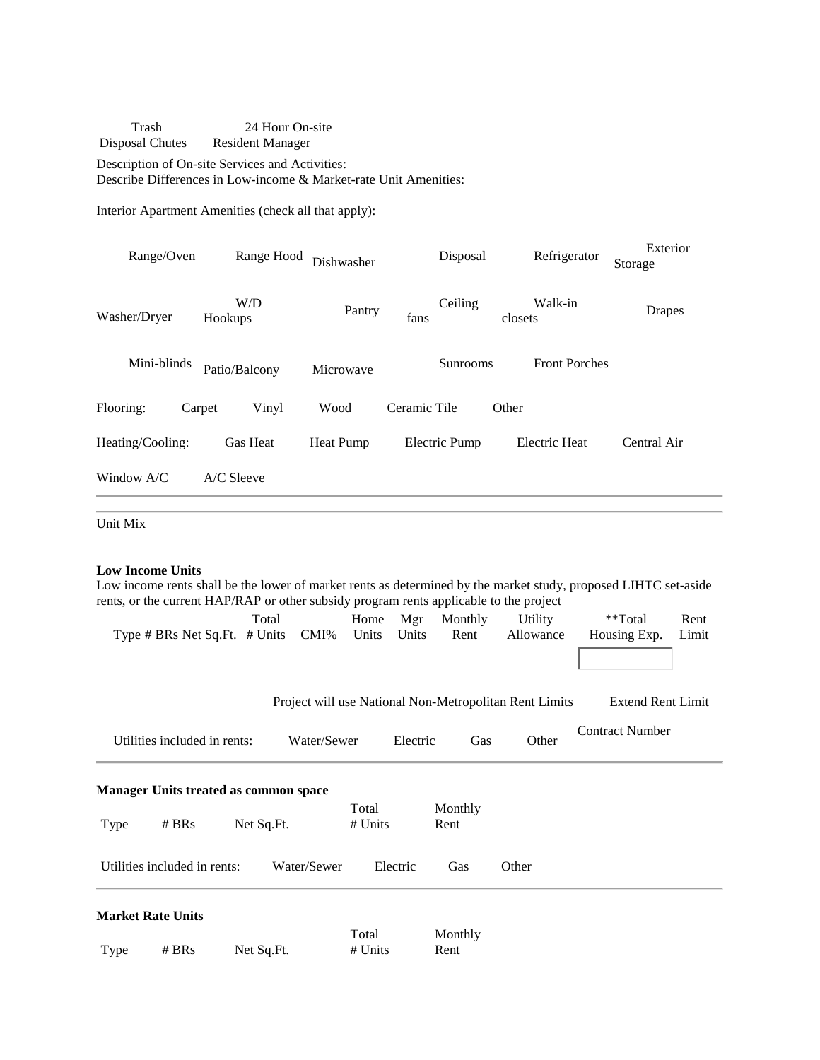Trash Disposal Chutes | 24 Hour On-site Resident Manager

Description of On-site Services and Activities:

Describe Differences in Low-income & Market-rate Unit Amenities:

Interior Apartment Amenities (check all that apply):

| | | | | | |
|---|---|---|---|---|---|
| Range/Oven | Range Hood | Dishwasher | Disposal | Refrigerator | Exterior Storage |
| Washer/Dryer | W/D Hookups | Pantry | Ceiling fans | Walk-in closets | Drapes |
| Mini-blinds | Patio/Balcony | Microwave | Sunrooms | Front Porches | |

Flooring: Carpet Vinyl Wood Ceramic Tile Other

Heating/Cooling: Gas Heat Heat Pump Electric Pump Electric Heat Central Air

Window A/C A/C Sleeve

---

Unit Mix

**Low Income Units**

Low income rents shall be the lower of market rents as determined by the market study, proposed LIHTC set-aside rents, or the current HAP/RAP or other subsidy program rents applicable to the project

| Type | # BRs | Net Sq.Ft. | Total # Units | CMI% | Home Units | Mgr Units | Monthly Rent | Utility Allowance | **Total Housing Exp. | Rent Limit |
|---|---|---|---|---|---|---|---|---|---|---|
| | | | | | | | | | | |

Project will use National Non-Metropolitan Rent Limits Extend Rent Limit

Utilities included in rents: Water/Sewer Electric Gas Other Contract Number

---

**Manager Units treated as common space**

| Type | # BRs | Net Sq.Ft. | Total # Units | Monthly Rent |
|---|---|---|---|---|
| | | | | |

Utilities included in rents: Water/Sewer Electric Gas Other

---

**Market Rate Units**

| Type | # BRs | Net Sq.Ft. | Total # Units | Monthly Rent |
|---|---|---|---|---|
| | | | | |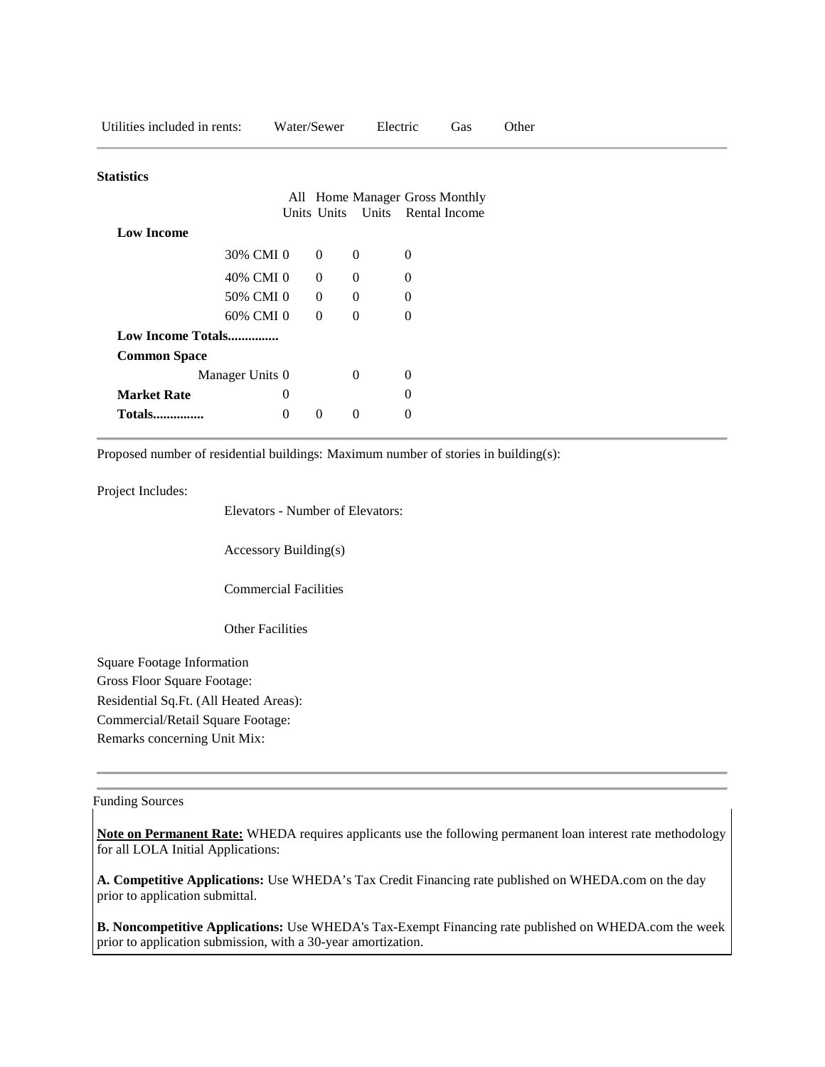Utilities included in rents: Water/Sewer Electric Gas Other

**Statistics**

| | All Units | Home Units | Manager Units | Gross Monthly Rental Income |
|---|---|---|---|---|
| **Low Income** | | | | |
| 30% CMI | 0 | 0 | 0 | 0 |
| 40% CMI | 0 | 0 | 0 | 0 |
| 50% CMI | 0 | 0 | 0 | 0 |
| 60% CMI | 0 | 0 | 0 | 0 |
| **Low Income Totals...............** | | | | |
| **Common Space** | | | | |
| Manager Units | 0 | | 0 | 0 |
| **Market Rate** | 0 | | | 0 |
| **Totals...............** | 0 | 0 | 0 | 0 |

Proposed number of residential buildings: Maximum number of stories in building(s):

Project Includes:

Elevators - Number of Elevators:

Accessory Building(s)

Commercial Facilities

Other Facilities

Square Footage Information
Gross Floor Square Footage:
Residential Sq.Ft. (All Heated Areas):
Commercial/Retail Square Footage:
Remarks concerning Unit Mix:

Funding Sources

**Note on Permanent Rate:** WHEDA requires applicants use the following permanent loan interest rate methodology for all LOLA Initial Applications:

**A. Competitive Applications:** Use WHEDA's Tax Credit Financing rate published on WHEDA.com on the day prior to application submittal.

**B. Noncompetitive Applications:** Use WHEDA's Tax-Exempt Financing rate published on WHEDA.com the week prior to application submission, with a 30-year amortization.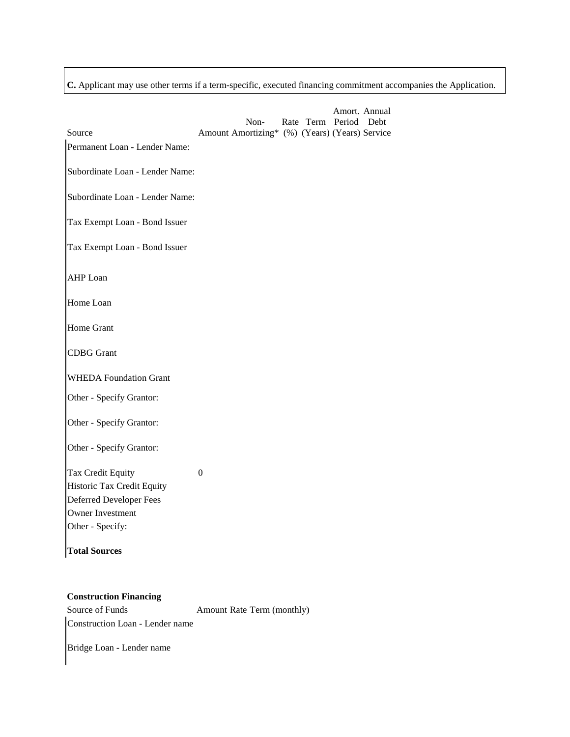**C.** Applicant may use other terms if a term-specific, executed financing commitment accompanies the Application.

| Source | Amount | Non-Amortizing* | Rate (%) | Term (Years) | Amort. Period (Years) | Annual Debt Service |
|---|---|---|---|---|---|---|
| Permanent Loan - Lender Name: | | | | | | |
| Subordinate Loan - Lender Name: | | | | | | |
| Subordinate Loan - Lender Name: | | | | | | |
| Tax Exempt Loan - Bond Issuer | | | | | | |
| Tax Exempt Loan - Bond Issuer | | | | | | |
| AHP Loan | | | | | | |
| Home Loan | | | | | | |
| Home Grant | | | | | | |
| CDBG Grant | | | | | | |
| WHEDA Foundation Grant | | | | | | |
| Other - Specify Grantor: | | | | | | |
| Other - Specify Grantor: | | | | | | |
| Other - Specify Grantor: | | | | | | |
| Tax Credit Equity | 0 | | | | | |
| Historic Tax Credit Equity | | | | | | |
| Deferred Developer Fees | | | | | | |
| Owner Investment | | | | | | |
| Other - Specify: | | | | | | |
| **Total Sources** | | | | | | |

**Construction Financing**

| Source of Funds | Amount | Rate | Term (monthly) |
|---|---|---|---|
| Construction Loan - Lender name | | | |
| Bridge Loan - Lender name | | | |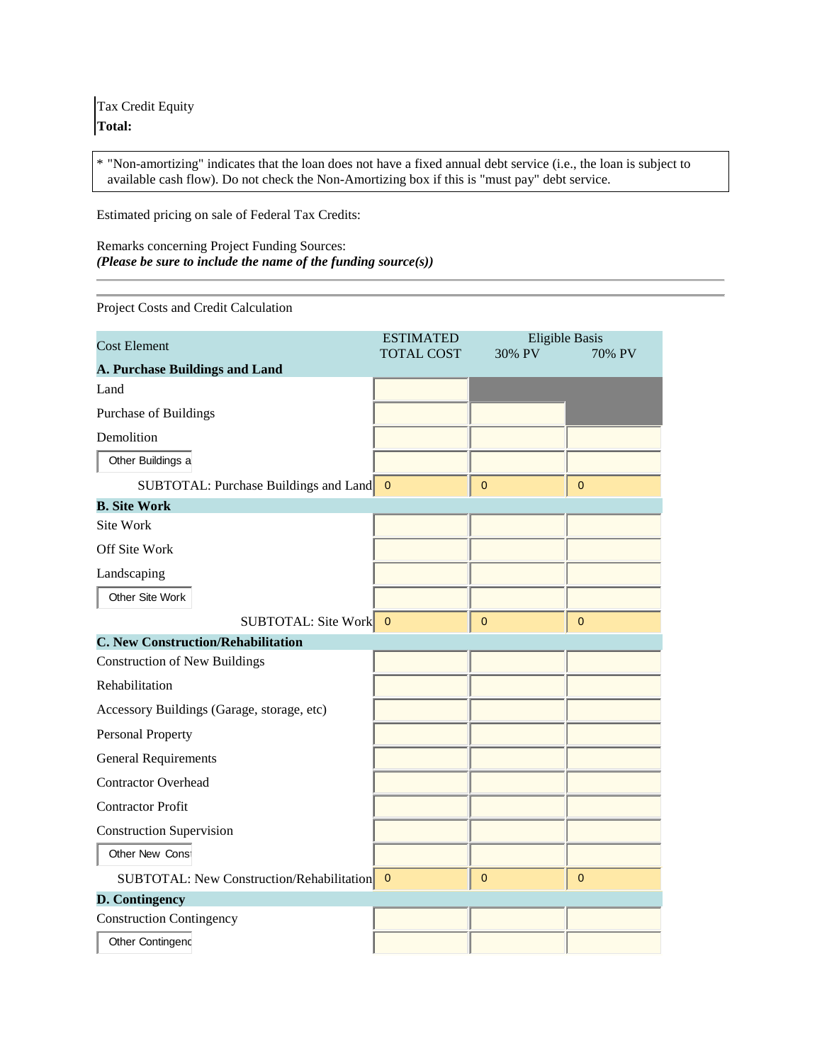Tax Credit Equity
**Total:**

\* "Non-amortizing" indicates that the loan does not have a fixed annual debt service (i.e., the loan is subject to available cash flow). Do not check the Non-Amortizing box if this is "must pay" debt service.

Estimated pricing on sale of Federal Tax Credits:

Remarks concerning Project Funding Sources:
***(Please be sure to include the name of the funding source(s))***

---

Project Costs and Credit Calculation

| Cost Element | ESTIMATED TOTAL COST | Eligible Basis 30% PV | 70% PV |
|---|---|---|---|
| **A. Purchase Buildings and Land** | | | |
| Land | | | |
| Purchase of Buildings | | | |
| Demolition | | | |
| Other Buildings a | | | |
| SUBTOTAL: Purchase Buildings and Land | 0 | 0 | 0 |
| **B. Site Work** | | | |
| Site Work | | | |
| Off Site Work | | | |
| Landscaping | | | |
| Other Site Work | | | |
| SUBTOTAL: Site Work | 0 | 0 | 0 |
| **C. New Construction/Rehabilitation** | | | |
| Construction of New Buildings | | | |
| Rehabilitation | | | |
| Accessory Buildings (Garage, storage, etc) | | | |
| Personal Property | | | |
| General Requirements | | | |
| Contractor Overhead | | | |
| Contractor Profit | | | |
| Construction Supervision | | | |
| Other New Const | | | |
| SUBTOTAL: New Construction/Rehabilitation | 0 | 0 | 0 |
| **D. Contingency** | | | |
| Construction Contingency | | | |
| Other Contingenc | | | |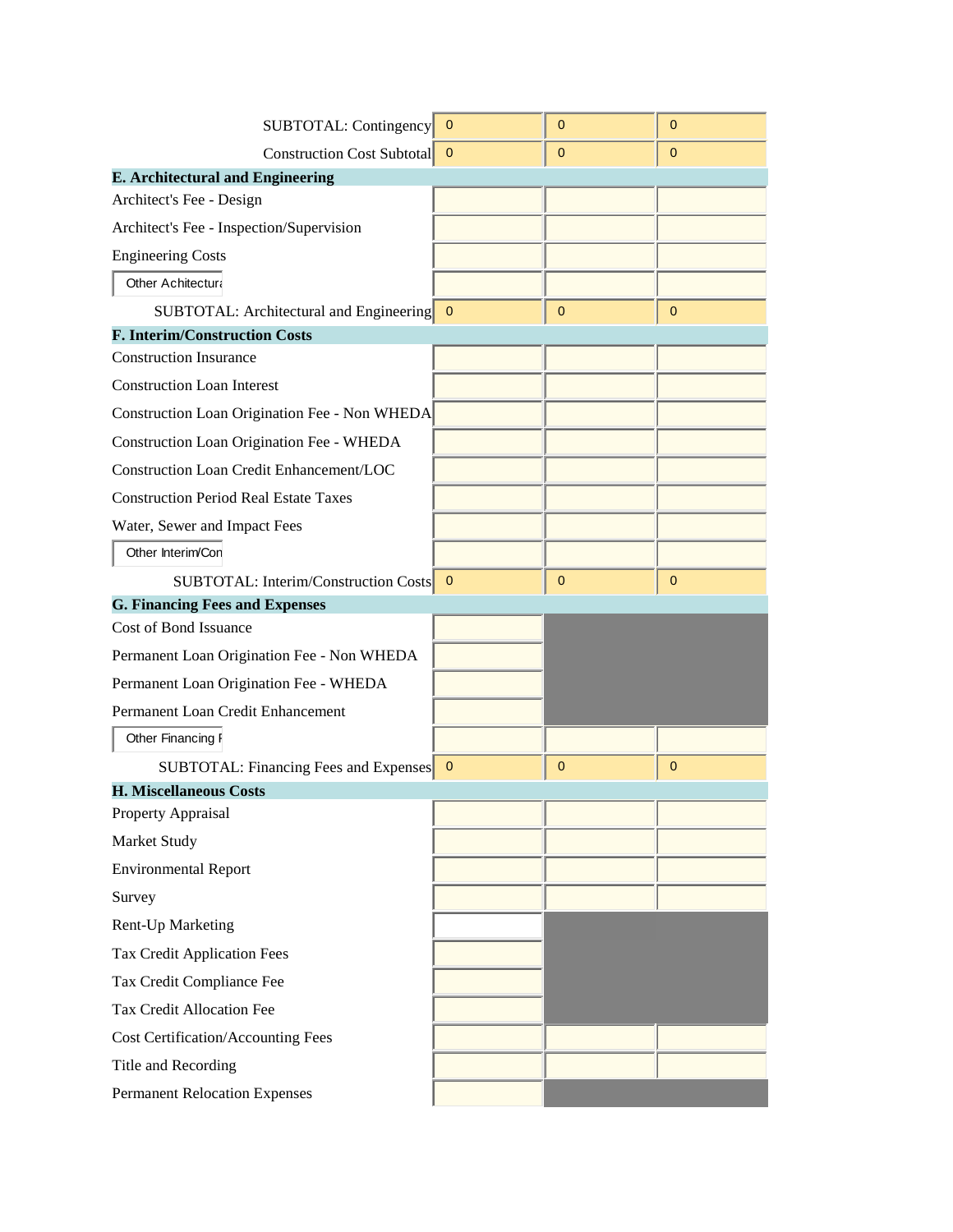| | | | |
|---|---|---|---|
| SUBTOTAL: Contingency | 0 | 0 | 0 |
| Construction Cost Subtotal | 0 | 0 | 0 |
| **E. Architectural and Engineering** | | | |
| Architect's Fee - Design | | | |
| Architect's Fee - Inspection/Supervision | | | |
| Engineering Costs | | | |
| Other Achitectura | | | |
| SUBTOTAL: Architectural and Engineering | 0 | 0 | 0 |
| **F. Interim/Construction Costs** | | | |
| Construction Insurance | | | |
| Construction Loan Interest | | | |
| Construction Loan Origination Fee - Non WHEDA | | | |
| Construction Loan Origination Fee - WHEDA | | | |
| Construction Loan Credit Enhancement/LOC | | | |
| Construction Period Real Estate Taxes | | | |
| Water, Sewer and Impact Fees | | | |
| Other Interim/Con | | | |
| SUBTOTAL: Interim/Construction Costs | 0 | 0 | 0 |
| **G. Financing Fees and Expenses** | | | |
| Cost of Bond Issuance | | | |
| Permanent Loan Origination Fee - Non WHEDA | | | |
| Permanent Loan Origination Fee - WHEDA | | | |
| Permanent Loan Credit Enhancement | | | |
| Other Financing F | | | |
| SUBTOTAL: Financing Fees and Expenses | 0 | 0 | 0 |
| **H. Miscellaneous Costs** | | | |
| Property Appraisal | | | |
| Market Study | | | |
| Environmental Report | | | |
| Survey | | | |
| Rent-Up Marketing | | | |
| Tax Credit Application Fees | | | |
| Tax Credit Compliance Fee | | | |
| Tax Credit Allocation Fee | | | |
| Cost Certification/Accounting Fees | | | |
| Title and Recording | | | |
| Permanent Relocation Expenses | | | |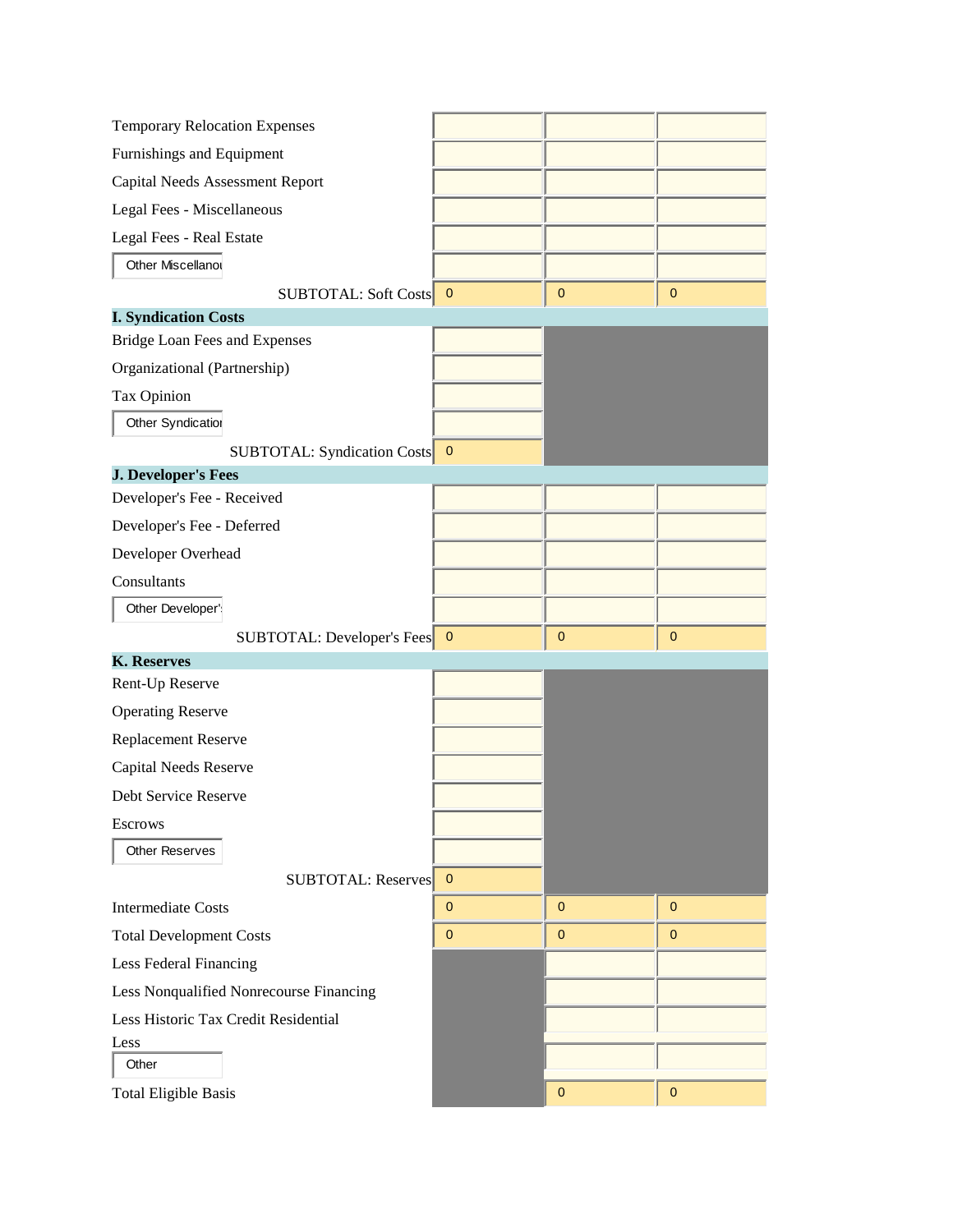| | | | |
|---|---|---|---|
| Temporary Relocation Expenses | | | |
| Furnishings and Equipment | | | |
| Capital Needs Assessment Report | | | |
| Legal Fees - Miscellaneous | | | |
| Legal Fees - Real Estate | | | |
| Other Miscellanou | | | |
| SUBTOTAL: Soft Costs | 0 | 0 | 0 |
| **I. Syndication Costs** | | | |
| Bridge Loan Fees and Expenses | | | |
| Organizational (Partnership) | | | |
| Tax Opinion | | | |
| Other Syndicatior | | | |
| SUBTOTAL: Syndication Costs | 0 | | |
| **J. Developer's Fees** | | | |
| Developer's Fee - Received | | | |
| Developer's Fee - Deferred | | | |
| Developer Overhead | | | |
| Consultants | | | |
| Other Developer's | | | |
| SUBTOTAL: Developer's Fees | 0 | 0 | 0 |
| **K. Reserves** | | | |
| Rent-Up Reserve | | | |
| Operating Reserve | | | |
| Replacement Reserve | | | |
| Capital Needs Reserve | | | |
| Debt Service Reserve | | | |
| Escrows | | | |
| Other Reserves | | | |
| SUBTOTAL: Reserves | 0 | | |
| Intermediate Costs | 0 | 0 | 0 |
| Total Development Costs | 0 | 0 | 0 |
| Less Federal Financing | | | |
| Less Nonqualified Nonrecourse Financing | | | |
| Less Historic Tax Credit Residential | | | |
| Less Other | | | |
| Total Eligible Basis | | 0 | 0 |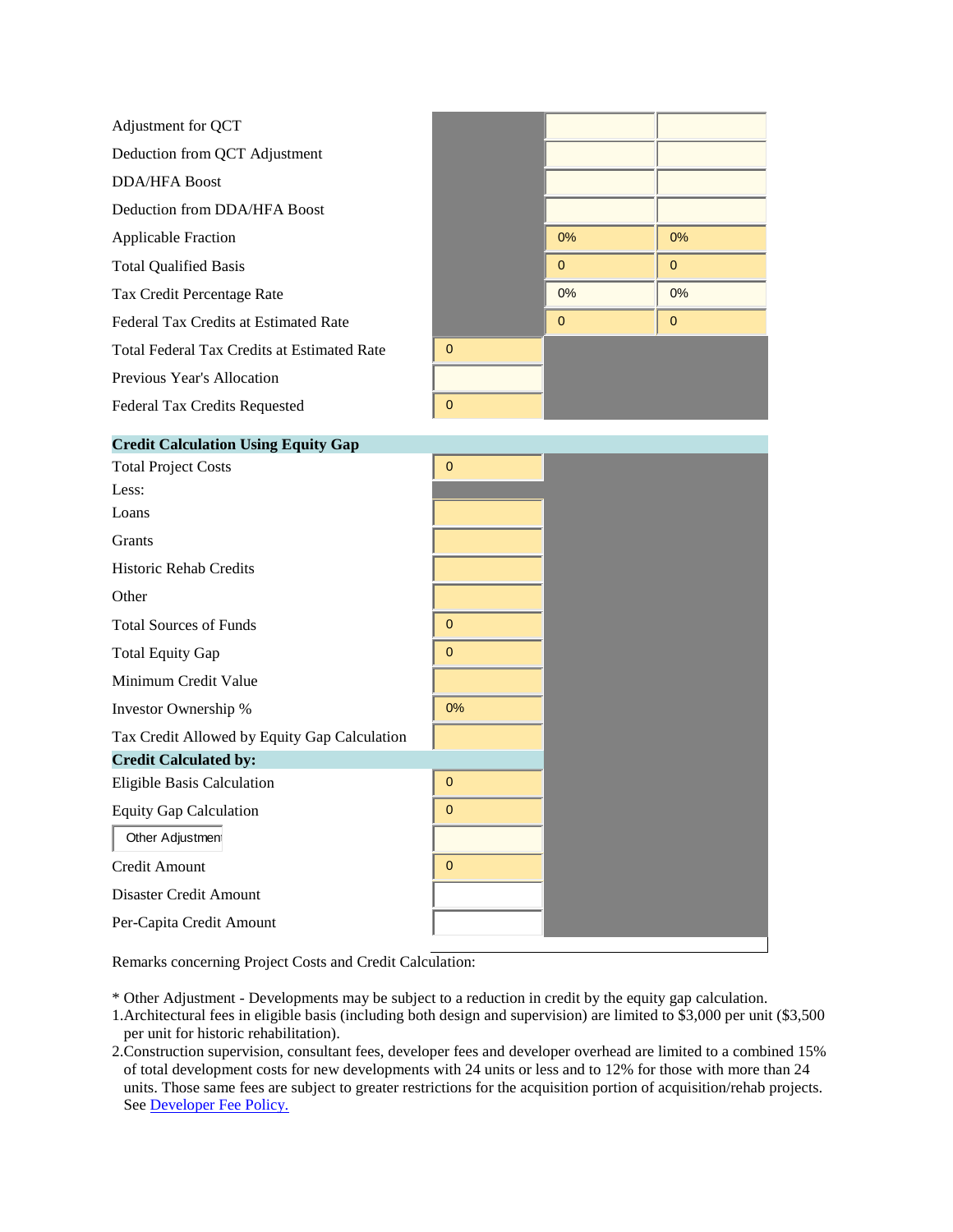| | | | |
|---|---|---|---|
| Adjustment for QCT | | | |
| Deduction from QCT Adjustment | | | |
| DDA/HFA Boost | | | |
| Deduction from DDA/HFA Boost | | | |
| Applicable Fraction | | 0% | 0% |
| Total Qualified Basis | | 0 | 0 |
| Tax Credit Percentage Rate | | 0% | 0% |
| Federal Tax Credits at Estimated Rate | | 0 | 0 |
| Total Federal Tax Credits at Estimated Rate | 0 | | |
| Previous Year's Allocation | | | |
| Federal Tax Credits Requested | 0 | | |

| **Credit Calculation Using Equity Gap** | |
|---|---|
| Total Project Costs | 0 |
| Less: | |
| Loans | |
| Grants | |
| Historic Rehab Credits | |
| Other | |
| Total Sources of Funds | 0 |
| Total Equity Gap | 0 |
| Minimum Credit Value | |
| Investor Ownership % | 0% |
| Tax Credit Allowed by Equity Gap Calculation | |
| **Credit Calculated by:** | |
| Eligible Basis Calculation | 0 |
| Equity Gap Calculation | 0 |
| Other Adjustment | |
| Credit Amount | 0 |
| Disaster Credit Amount | |
| Per-Capita Credit Amount | |

Remarks concerning Project Costs and Credit Calculation:

* Other Adjustment - Developments may be subject to a reduction in credit by the equity gap calculation.

1. Architectural fees in eligible basis (including both design and supervision) are limited to $3,000 per unit ($3,500 per unit for historic rehabilitation).
2. Construction supervision, consultant fees, developer fees and developer overhead are limited to a combined 15% of total development costs for new developments with 24 units or less and to 12% for those with more than 24 units. Those same fees are subject to greater restrictions for the acquisition portion of acquisition/rehab projects. See Developer Fee Policy.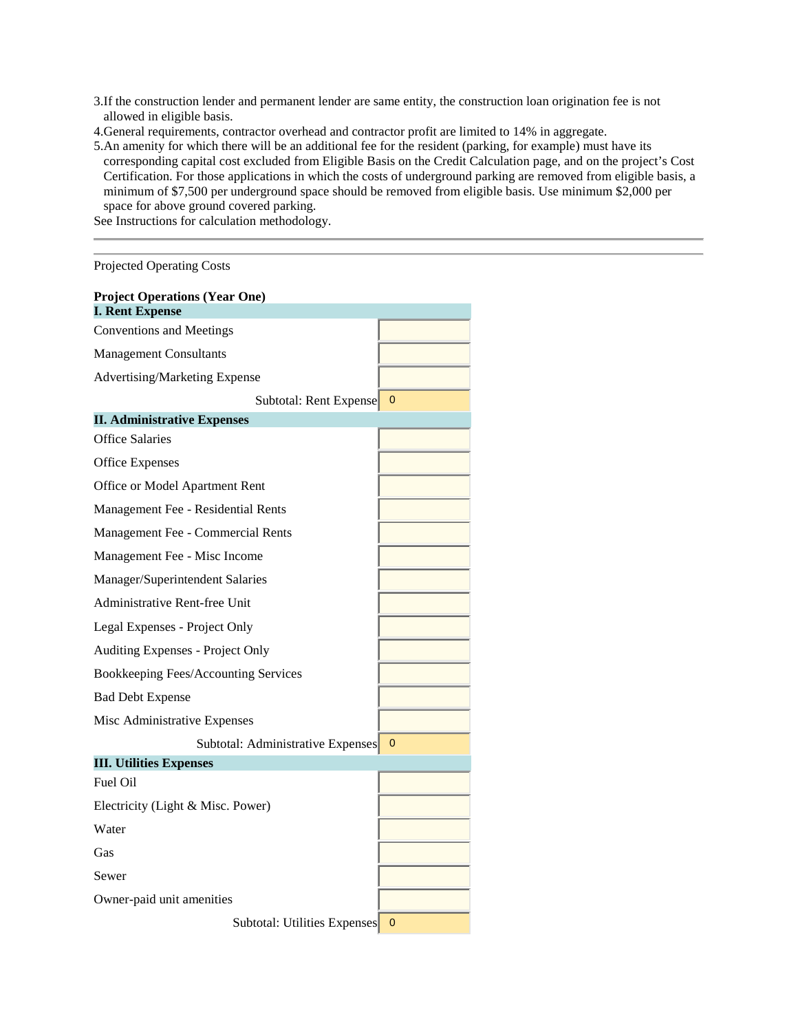3. If the construction lender and permanent lender are same entity, the construction loan origination fee is not allowed in eligible basis.
4. General requirements, contractor overhead and contractor profit are limited to 14% in aggregate.
5. An amenity for which there will be an additional fee for the resident (parking, for example) must have its corresponding capital cost excluded from Eligible Basis on the Credit Calculation page, and on the project's Cost Certification. For those applications in which the costs of underground parking are removed from eligible basis, a minimum of $7,500 per underground space should be removed from eligible basis. Use minimum $2,000 per space for above ground covered parking.

See Instructions for calculation methodology.

---

Projected Operating Costs

**Project Operations (Year One)**

| **I. Rent Expense** | |
|---|---|
| Conventions and Meetings | |
| Management Consultants | |
| Advertising/Marketing Expense | |
| Subtotal: Rent Expense | 0 |
| **II. Administrative Expenses** | |
| Office Salaries | |
| Office Expenses | |
| Office or Model Apartment Rent | |
| Management Fee - Residential Rents | |
| Management Fee - Commercial Rents | |
| Management Fee - Misc Income | |
| Manager/Superintendent Salaries | |
| Administrative Rent-free Unit | |
| Legal Expenses - Project Only | |
| Auditing Expenses - Project Only | |
| Bookkeeping Fees/Accounting Services | |
| Bad Debt Expense | |
| Misc Administrative Expenses | |
| Subtotal: Administrative Expenses | 0 |
| **III. Utilities Expenses** | |
| Fuel Oil | |
| Electricity (Light & Misc. Power) | |
| Water | |
| Gas | |
| Sewer | |
| Owner-paid unit amenities | |
| Subtotal: Utilities Expenses | 0 |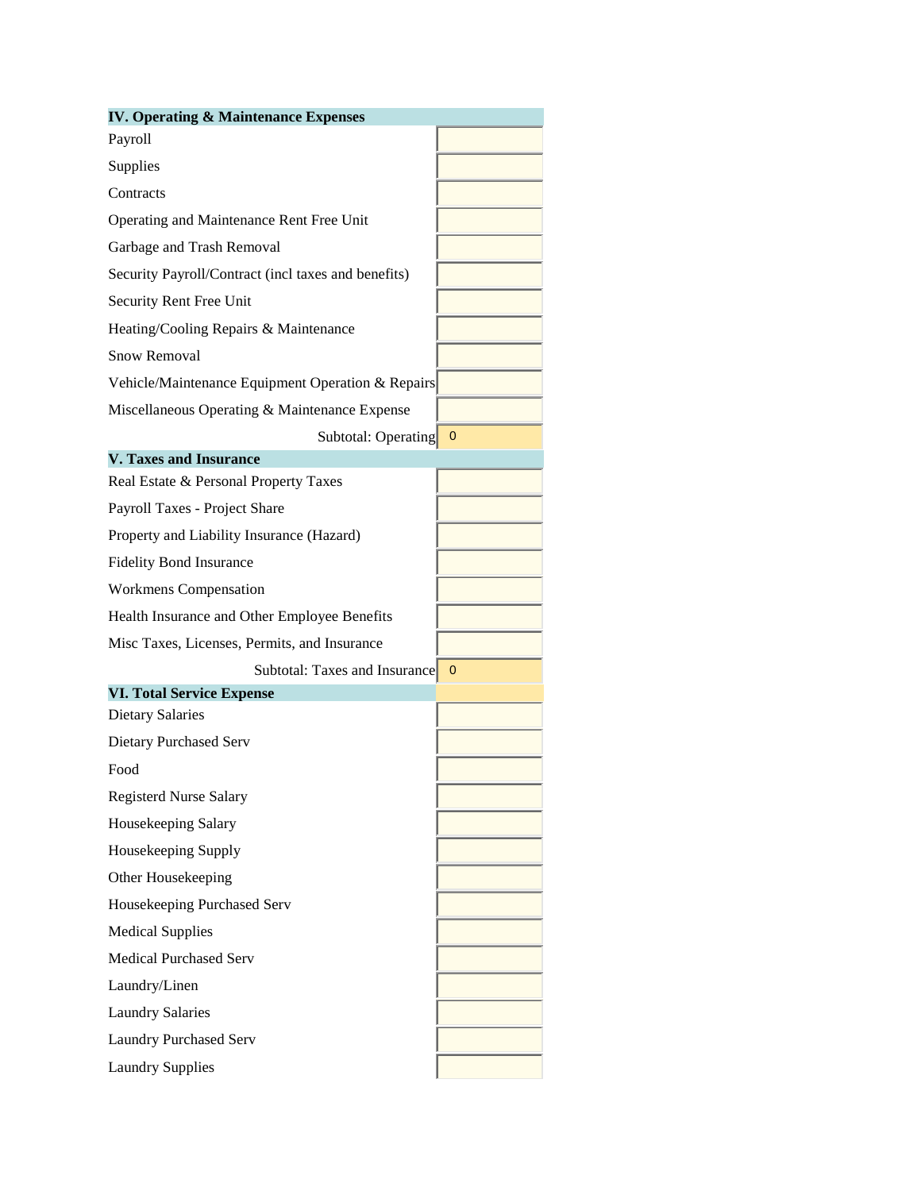| IV. Operating & Maintenance Expenses | |
|---|---|
| Payroll | |
| Supplies | |
| Contracts | |
| Operating and Maintenance Rent Free Unit | |
| Garbage and Trash Removal | |
| Security Payroll/Contract (incl taxes and benefits) | |
| Security Rent Free Unit | |
| Heating/Cooling Repairs & Maintenance | |
| Snow Removal | |
| Vehicle/Maintenance Equipment Operation & Repairs | |
| Miscellaneous Operating & Maintenance Expense | |
| Subtotal: Operating | 0 |

| V. Taxes and Insurance | |
|---|---|
| Real Estate & Personal Property Taxes | |
| Payroll Taxes - Project Share | |
| Property and Liability Insurance (Hazard) | |
| Fidelity Bond Insurance | |
| Workmens Compensation | |
| Health Insurance and Other Employee Benefits | |
| Misc Taxes, Licenses, Permits, and Insurance | |
| Subtotal: Taxes and Insurance | 0 |

| VI. Total Service Expense | |
|---|---|
| Dietary Salaries | |
| Dietary Purchased Serv | |
| Food | |
| Registerd Nurse Salary | |
| Housekeeping Salary | |
| Housekeeping Supply | |
| Other Housekeeping | |
| Housekeeping Purchased Serv | |
| Medical Supplies | |
| Medical Purchased Serv | |
| Laundry/Linen | |
| Laundry Salaries | |
| Laundry Purchased Serv | |
| Laundry Supplies | |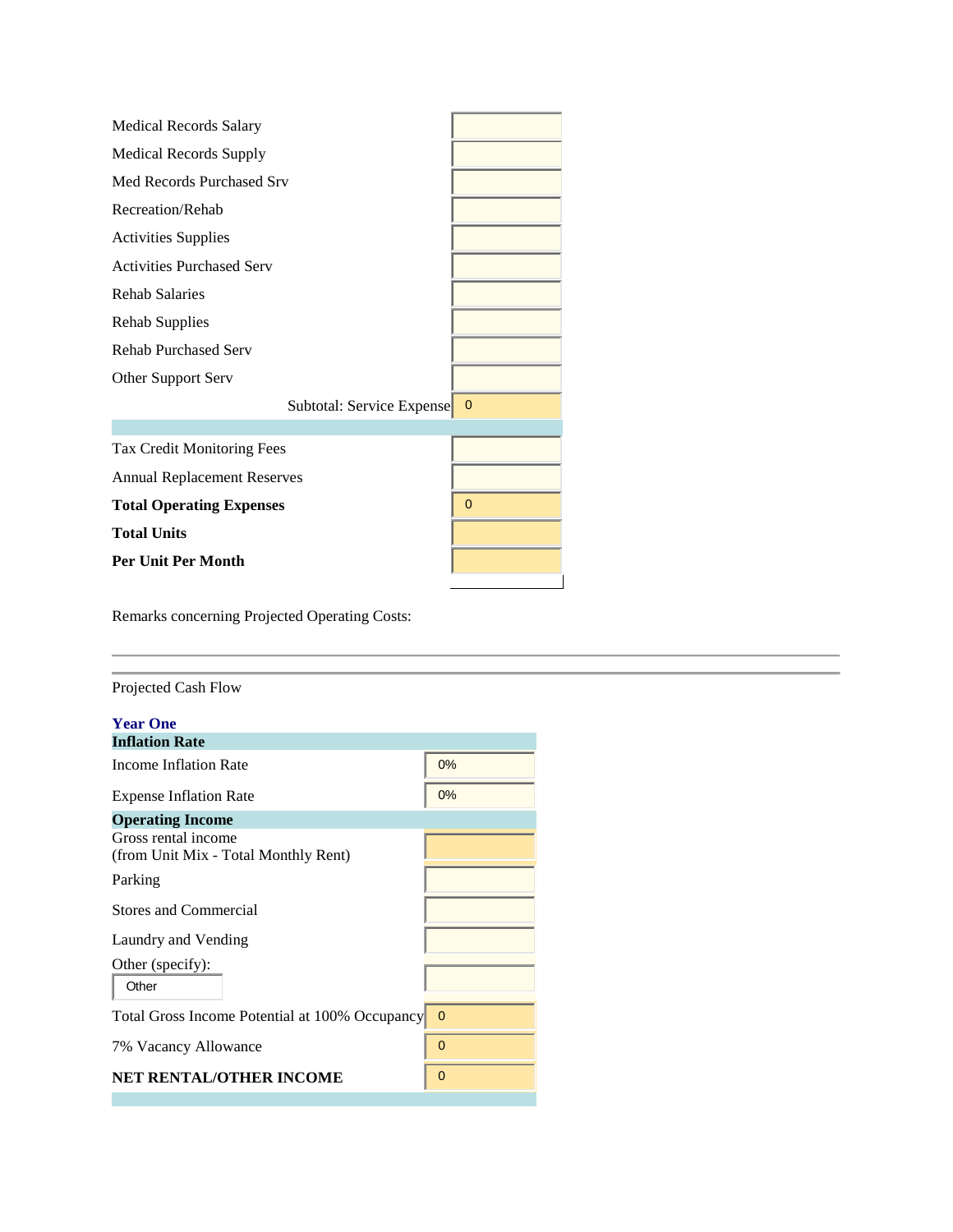| | |
|---|---|
| Medical Records Salary | |
| Medical Records Supply | |
| Med Records Purchased Srv | |
| Recreation/Rehab | |
| Activities Supplies | |
| Activities Purchased Serv | |
| Rehab Salaries | |
| Rehab Supplies | |
| Rehab Purchased Serv | |
| Other Support Serv | |
| Subtotal: Service Expense | 0 |

| | |
|---|---|
| Tax Credit Monitoring Fees | |
| Annual Replacement Reserves | |
| **Total Operating Expenses** | 0 |
| **Total Units** | |
| **Per Unit Per Month** | |

Remarks concerning Projected Operating Costs:

---

Projected Cash Flow

**Year One**

| **Inflation Rate** | |
|---|---|
| Income Inflation Rate | 0% |
| Expense Inflation Rate | 0% |

| **Operating Income** | |
|---|---|
| Gross rental income (from Unit Mix - Total Monthly Rent) | |
| Parking | |
| Stores and Commercial | |
| Laundry and Vending | |
| Other (specify): Other | |
| Total Gross Income Potential at 100% Occupancy | 0 |
| 7% Vacancy Allowance | 0 |
| **NET RENTAL/OTHER INCOME** | 0 |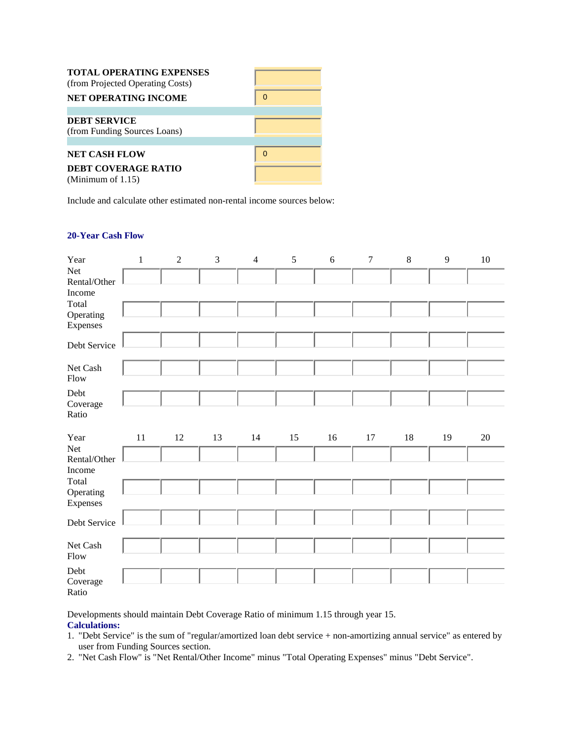| | |
|---|---|
| **TOTAL OPERATING EXPENSES** (from Projected Operating Costs) | |
| **NET OPERATING INCOME** | 0 |
| **DEBT SERVICE** (from Funding Sources Loans) | |
| **NET CASH FLOW** | 0 |
| **DEBT COVERAGE RATIO** (Minimum of 1.15) | |

Include and calculate other estimated non-rental income sources below:

### 20-Year Cash Flow

| Year | 1 | 2 | 3 | 4 | 5 | 6 | 7 | 8 | 9 | 10 |
|---|---|---|---|---|---|---|---|---|---|---|
| Net Rental/Other Income | | | | | | | | | | |
| Total Operating Expenses | | | | | | | | | | |
| Debt Service | | | | | | | | | | |
| Net Cash Flow | | | | | | | | | | |
| Debt Coverage Ratio | | | | | | | | | | |

| Year | 11 | 12 | 13 | 14 | 15 | 16 | 17 | 18 | 19 | 20 |
|---|---|---|---|---|---|---|---|---|---|---|
| Net Rental/Other Income | | | | | | | | | | |
| Total Operating Expenses | | | | | | | | | | |
| Debt Service | | | | | | | | | | |
| Net Cash Flow | | | | | | | | | | |
| Debt Coverage Ratio | | | | | | | | | | |

Developments should maintain Debt Coverage Ratio of minimum 1.15 through year 15.

**Calculations:**

1. "Debt Service" is the sum of "regular/amortized loan debt service + non-amortizing annual service" as entered by user from Funding Sources section.
2. "Net Cash Flow" is "Net Rental/Other Income" minus "Total Operating Expenses" minus "Debt Service".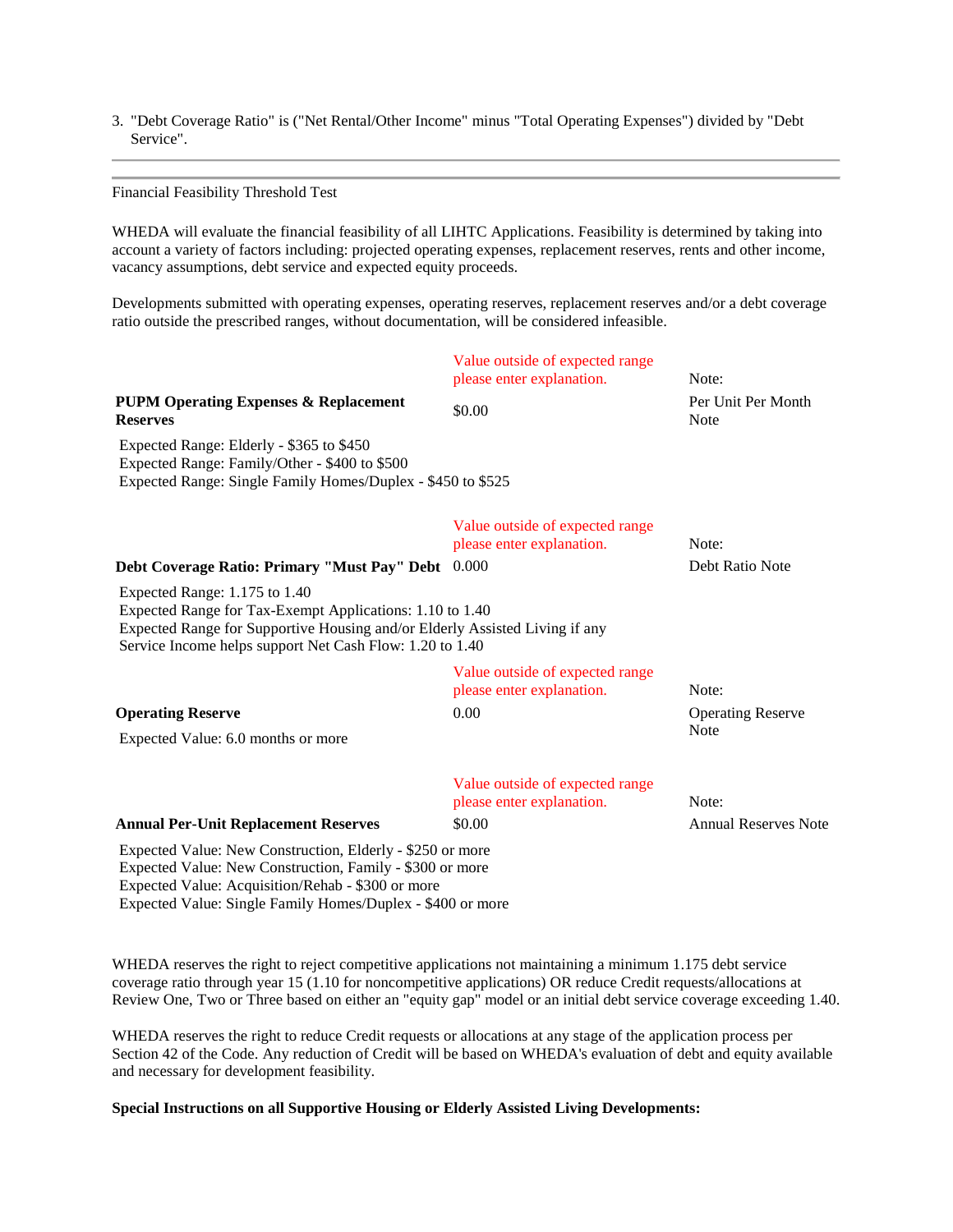3. "Debt Coverage Ratio" is ("Net Rental/Other Income" minus "Total Operating Expenses") divided by "Debt Service".

---

Financial Feasibility Threshold Test

WHEDA will evaluate the financial feasibility of all LIHTC Applications. Feasibility is determined by taking into account a variety of factors including: projected operating expenses, replacement reserves, rents and other income, vacancy assumptions, debt service and expected equity proceeds.

Developments submitted with operating expenses, operating reserves, replacement reserves and/or a debt coverage ratio outside the prescribed ranges, without documentation, will be considered infeasible.

| | Value outside of expected range please enter explanation. | Note: |
|---|---|---|
| **PUPM Operating Expenses & Replacement Reserves** | $0.00 | Per Unit Per Month Note |

Expected Range: Elderly - $365 to $450
Expected Range: Family/Other - $400 to $500
Expected Range: Single Family Homes/Duplex - $450 to $525

| | Value outside of expected range please enter explanation. | Note: |
|---|---|---|
| **Debt Coverage Ratio: Primary "Must Pay" Debt** | 0.000 | Debt Ratio Note |

Expected Range: 1.175 to 1.40
Expected Range for Tax-Exempt Applications: 1.10 to 1.40
Expected Range for Supportive Housing and/or Elderly Assisted Living if any Service Income helps support Net Cash Flow: 1.20 to 1.40

| | Value outside of expected range please enter explanation. | Note: |
|---|---|---|
| **Operating Reserve** | 0.00 | Operating Reserve Note |

Expected Value: 6.0 months or more

| | Value outside of expected range please enter explanation. | Note: |
|---|---|---|
| **Annual Per-Unit Replacement Reserves** | $0.00 | Annual Reserves Note |

Expected Value: New Construction, Elderly - $250 or more
Expected Value: New Construction, Family - $300 or more
Expected Value: Acquisition/Rehab - $300 or more
Expected Value: Single Family Homes/Duplex - $400 or more

WHEDA reserves the right to reject competitive applications not maintaining a minimum 1.175 debt service coverage ratio through year 15 (1.10 for noncompetitive applications) OR reduce Credit requests/allocations at Review One, Two or Three based on either an "equity gap" model or an initial debt service coverage exceeding 1.40.

WHEDA reserves the right to reduce Credit requests or allocations at any stage of the application process per Section 42 of the Code. Any reduction of Credit will be based on WHEDA's evaluation of debt and equity available and necessary for development feasibility.

**Special Instructions on all Supportive Housing or Elderly Assisted Living Developments:**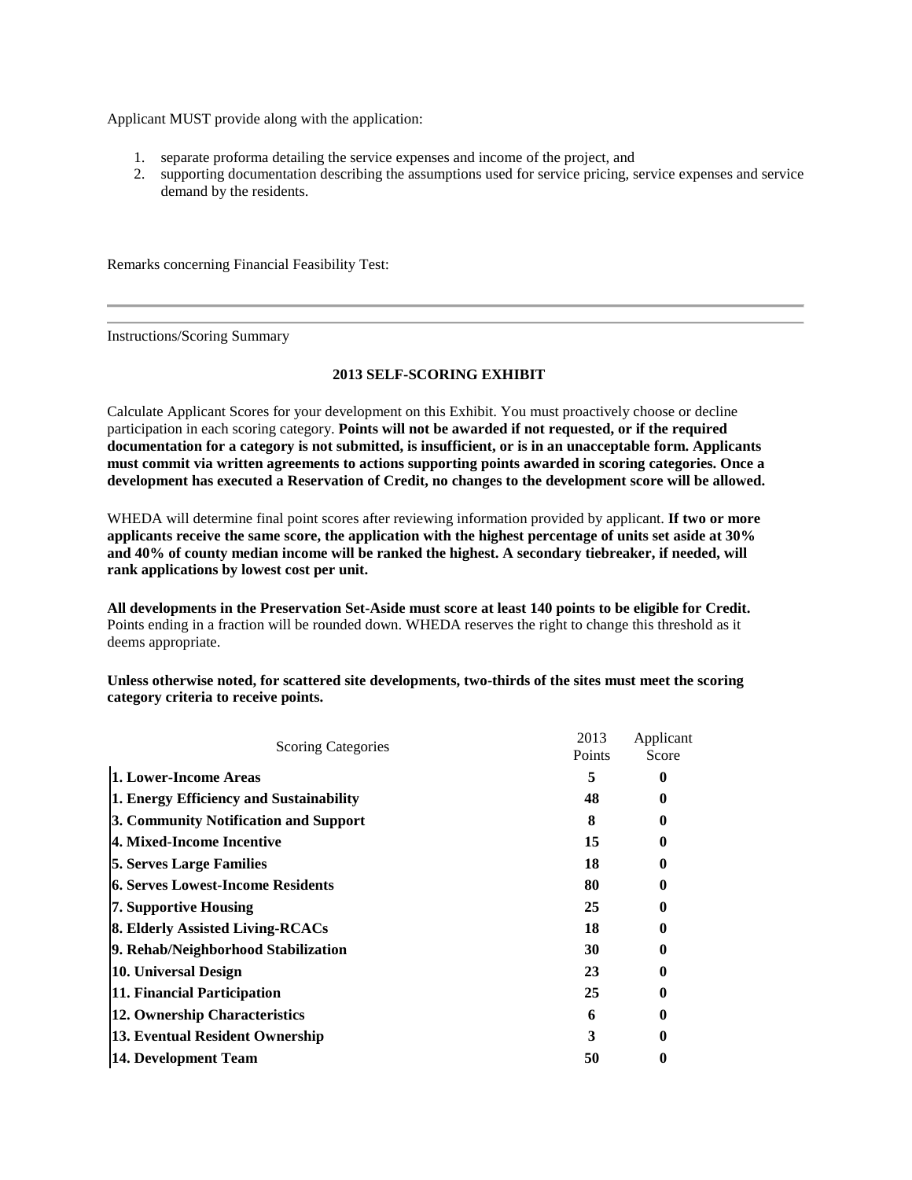Applicant MUST provide along with the application:

1. separate proforma detailing the service expenses and income of the project, and
2. supporting documentation describing the assumptions used for service pricing, service expenses and service demand by the residents.

Remarks concerning Financial Feasibility Test:

---

Instructions/Scoring Summary

**2013 SELF-SCORING EXHIBIT**

Calculate Applicant Scores for your development on this Exhibit. You must proactively choose or decline participation in each scoring category. **Points will not be awarded if not requested, or if the required documentation for a category is not submitted, is insufficient, or is in an unacceptable form. Applicants must commit via written agreements to actions supporting points awarded in scoring categories. Once a development has executed a Reservation of Credit, no changes to the development score will be allowed.**

WHEDA will determine final point scores after reviewing information provided by applicant. **If two or more applicants receive the same score, the application with the highest percentage of units set aside at 30% and 40% of county median income will be ranked the highest. A secondary tiebreaker, if needed, will rank applications by lowest cost per unit.**

**All developments in the Preservation Set-Aside must score at least 140 points to be eligible for Credit.** Points ending in a fraction will be rounded down. WHEDA reserves the right to change this threshold as it deems appropriate.

**Unless otherwise noted, for scattered site developments, two-thirds of the sites must meet the scoring category criteria to receive points.**

| Scoring Categories | 2013 Points | Applicant Score |
|---|---|---|
| **1. Lower-Income Areas** | **5** | **0** |
| **1. Energy Efficiency and Sustainability** | **48** | **0** |
| **3. Community Notification and Support** | **8** | **0** |
| **4. Mixed-Income Incentive** | **15** | **0** |
| **5. Serves Large Families** | **18** | **0** |
| **6. Serves Lowest-Income Residents** | **80** | **0** |
| **7. Supportive Housing** | **25** | **0** |
| **8. Elderly Assisted Living-RCACs** | **18** | **0** |
| **9. Rehab/Neighborhood Stabilization** | **30** | **0** |
| **10. Universal Design** | **23** | **0** |
| **11. Financial Participation** | **25** | **0** |
| **12. Ownership Characteristics** | **6** | **0** |
| **13. Eventual Resident Ownership** | **3** | **0** |
| **14. Development Team** | **50** | **0** |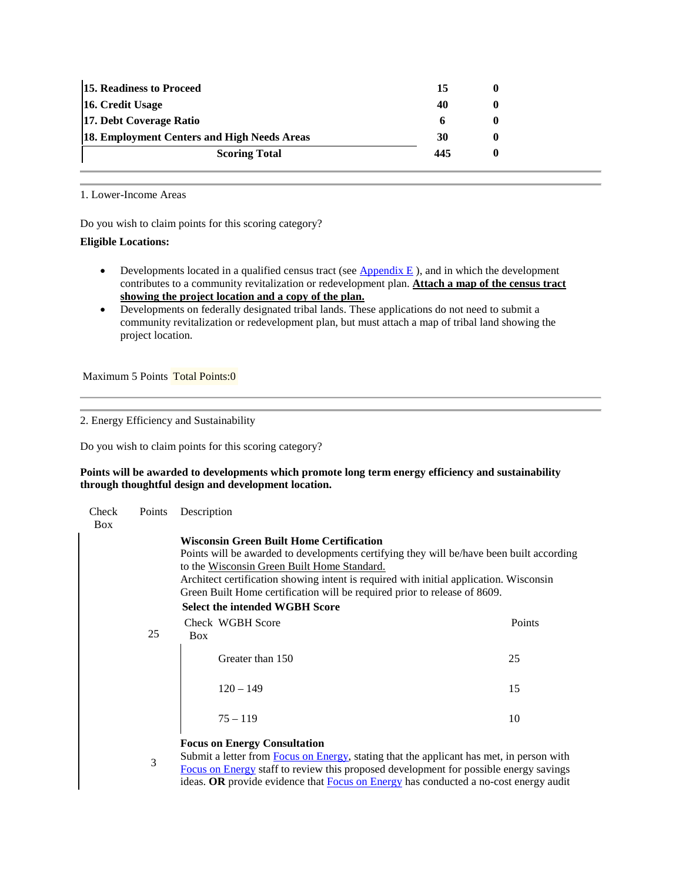| | | |
|---|---|---|
| **15. Readiness to Proceed** | **15** | **0** |
| **16. Credit Usage** | **40** | **0** |
| **17. Debt Coverage Ratio** | **6** | **0** |
| **18. Employment Centers and High Needs Areas** | **30** | **0** |
| **Scoring Total** | **445** | **0** |

---

1. Lower-Income Areas

Do you wish to claim points for this scoring category?

**Eligible Locations:**

- Developments located in a qualified census tract (see Appendix E ), and in which the development contributes to a community revitalization or redevelopment plan. **Attach a map of the census tract showing the project location and a copy of the plan.**
- Developments on federally designated tribal lands. These applications do not need to submit a community revitalization or redevelopment plan, but must attach a map of tribal land showing the project location.

Maximum 5 Points Total Points:0

---

2. Energy Efficiency and Sustainability

Do you wish to claim points for this scoring category?

**Points will be awarded to developments which promote long term energy efficiency and sustainability through thoughtful design and development location.**

| Check Box | Points | Description |
|---|---|---|
| | 25 | **Wisconsin Green Built Home Certification**<br>Points will be awarded to developments certifying they will be/have been built according to the Wisconsin Green Built Home Standard.<br>Architect certification showing intent is required with initial application. Wisconsin Green Built Home certification will be required prior to release of 8609.<br>**Select the intended WGBH Score** |
| | 3 | **Focus on Energy Consultation**<br>Submit a letter from Focus on Energy, stating that the applicant has met, in person with Focus on Energy staff to review this proposed development for possible energy savings ideas. **OR** provide evidence that Focus on Energy has conducted a no-cost energy audit |

| Check Box | WGBH Score | Points |
|---|---|---|
| | Greater than 150 | 25 |
| | 120 – 149 | 15 |
| | 75 – 119 | 10 |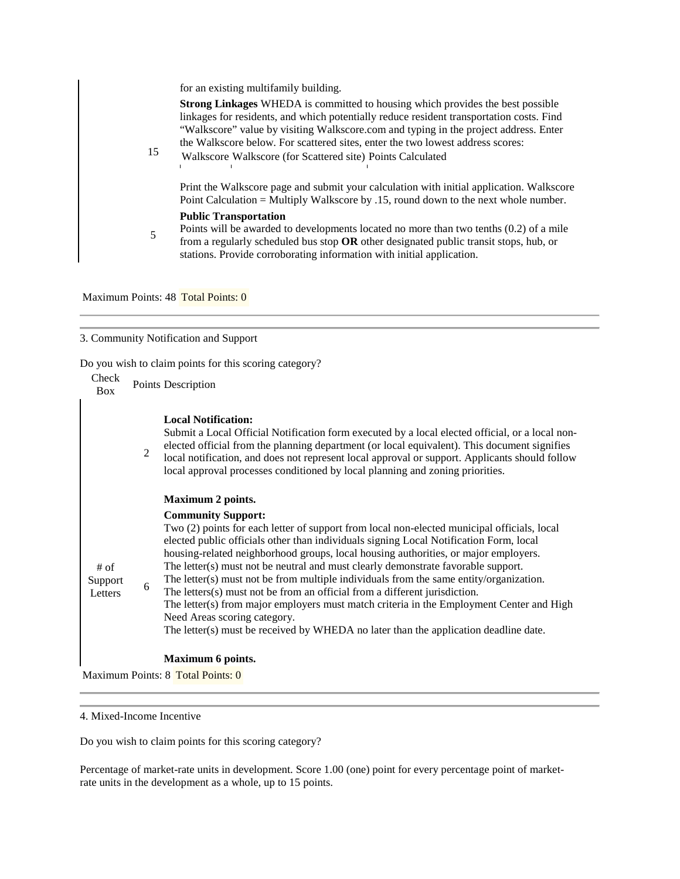| | Points | Description |
|---|---|---|
| | | for an existing multifamily building. |
| | 15 | **Strong Linkages** WHEDA is committed to housing which provides the best possible linkages for residents, and which potentially reduce resident transportation costs. Find "Walkscore" value by visiting Walkscore.com and typing in the project address. Enter the Walkscore below. For scattered sites, enter the two lowest address scores: Walkscore Walkscore (for Scattered site) Points Calculated <br><br> Print the Walkscore page and submit your calculation with initial application. Walkscore Point Calculation = Multiply Walkscore by .15, round down to the next whole number. |
| | 5 | **Public Transportation** Points will be awarded to developments located no more than two tenths (0.2) of a mile from a regularly scheduled bus stop **OR** other designated public transit stops, hub, or stations. Provide corroborating information with initial application. |

Maximum Points: 48 Total Points: 0

---

3. Community Notification and Support

Do you wish to claim points for this scoring category?

| Check Box | Points | Description |
|---|---|---|
| | 2 | **Local Notification:** Submit a Local Official Notification form executed by a local elected official, or a local non-elected official from the planning department (or local equivalent). This document signifies local notification, and does not represent local approval or support. Applicants should follow local approval processes conditioned by local planning and zoning priorities. <br><br> **Maximum 2 points.** |
| # of Support Letters | 6 | **Community Support:** Two (2) points for each letter of support from local non-elected municipal officials, local elected public officials other than individuals signing Local Notification Form, local housing-related neighborhood groups, local housing authorities, or major employers. The letter(s) must not be neutral and must clearly demonstrate favorable support. The letter(s) must not be from multiple individuals from the same entity/organization. The letters(s) must not be from an official from a different jurisdiction. The letter(s) from major employers must match criteria in the Employment Center and High Need Areas scoring category. The letter(s) must be received by WHEDA no later than the application deadline date. <br><br> **Maximum 6 points.** |

Maximum Points: 8 Total Points: 0

---

4. Mixed-Income Incentive

Do you wish to claim points for this scoring category?

Percentage of market-rate units in development. Score 1.00 (one) point for every percentage point of market-rate units in the development as a whole, up to 15 points.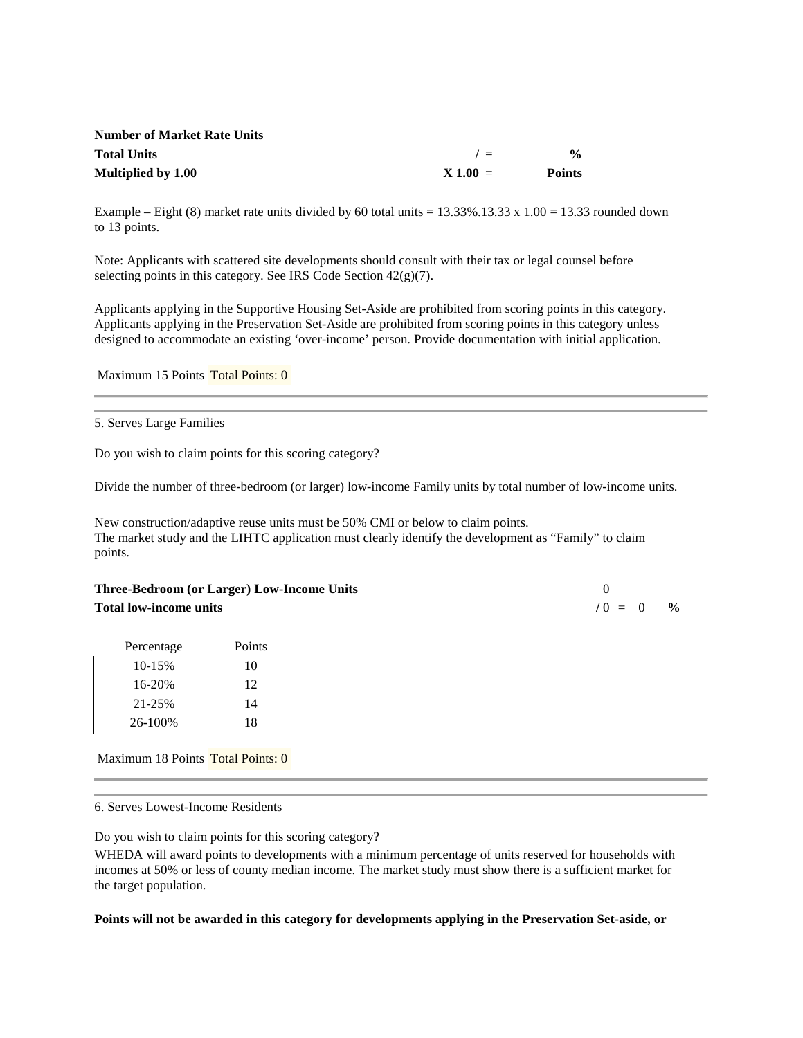| | | |
|---|---|---|
| **Number of Market Rate Units** | | |
| **Total Units** | / = | **%** |
| **Multiplied by 1.00** | **X 1.00** = | **Points** |

Example – Eight (8) market rate units divided by 60 total units = 13.33%.13.33 x 1.00 = 13.33 rounded down to 13 points.

Note: Applicants with scattered site developments should consult with their tax or legal counsel before selecting points in this category. See IRS Code Section 42(g)(7).

Applicants applying in the Supportive Housing Set-Aside are prohibited from scoring points in this category. Applicants applying in the Preservation Set-Aside are prohibited from scoring points in this category unless designed to accommodate an existing 'over-income' person. Provide documentation with initial application.

Maximum 15 Points Total Points: 0

---

5. Serves Large Families

Do you wish to claim points for this scoring category?

Divide the number of three-bedroom (or larger) low-income Family units by total number of low-income units.

New construction/adaptive reuse units must be 50% CMI or below to claim points.
The market study and the LIHTC application must clearly identify the development as "Family" to claim points.

| | | |
|---|---|---|
| **Three-Bedroom (or Larger) Low-Income Units** | 0 | |
| **Total low-income units** | / 0 = 0 | **%** |

| Percentage | Points |
|---|---|
| 10-15% | 10 |
| 16-20% | 12 |
| 21-25% | 14 |
| 26-100% | 18 |

Maximum 18 Points Total Points: 0

---

6. Serves Lowest-Income Residents

Do you wish to claim points for this scoring category?

WHEDA will award points to developments with a minimum percentage of units reserved for households with incomes at 50% or less of county median income. The market study must show there is a sufficient market for the target population.

**Points will not be awarded in this category for developments applying in the Preservation Set-aside, or**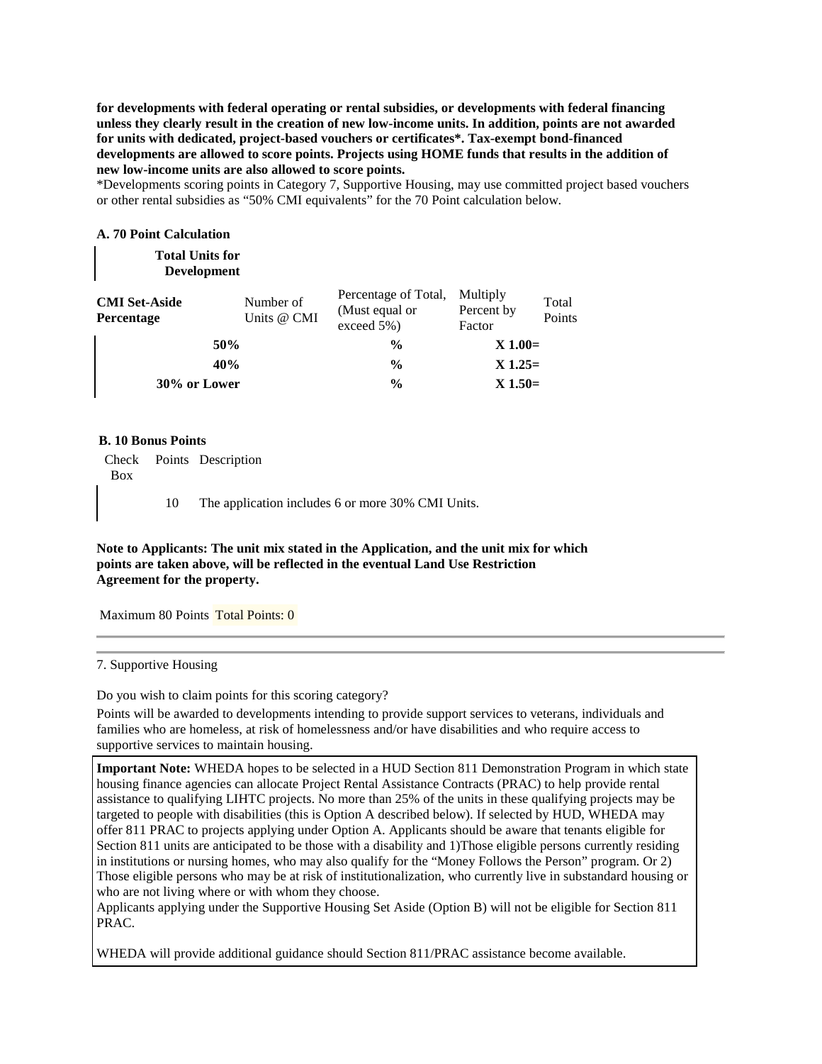**for developments with federal operating or rental subsidies, or developments with federal financing unless they clearly result in the creation of new low-income units. In addition, points are not awarded for units with dedicated, project-based vouchers or certificates\*. Tax-exempt bond-financed developments are allowed to score points. Projects using HOME funds that results in the addition of new low-income units are also allowed to score points.**

*Developments scoring points in Category 7, Supportive Housing, may use committed project based vouchers or other rental subsidies as "50% CMI equivalents" for the 70 Point calculation below.

**A. 70 Point Calculation**

**Total Units for Development**

| CMI Set-Aside Percentage | Number of Units @ CMI | Percentage of Total, (Must equal or exceed 5%) | Multiply Percent by Factor | Total Points |
|---|---|---|---|---|
| **50%** | | **%** | **X 1.00=** | |
| **40%** | | **%** | **X 1.25=** | |
| **30% or Lower** | | **%** | **X 1.50=** | |

**B. 10 Bonus Points**

| Check Box | Points | Description |
|---|---|---|
| | 10 | The application includes 6 or more 30% CMI Units. |

**Note to Applicants: The unit mix stated in the Application, and the unit mix for which points are taken above, will be reflected in the eventual Land Use Restriction Agreement for the property.**

Maximum 80 Points Total Points: 0

---

7. Supportive Housing

Do you wish to claim points for this scoring category?

Points will be awarded to developments intending to provide support services to veterans, individuals and families who are homeless, at risk of homelessness and/or have disabilities and who require access to supportive services to maintain housing.

**Important Note:** WHEDA hopes to be selected in a HUD Section 811 Demonstration Program in which state housing finance agencies can allocate Project Rental Assistance Contracts (PRAC) to help provide rental assistance to qualifying LIHTC projects. No more than 25% of the units in these qualifying projects may be targeted to people with disabilities (this is Option A described below). If selected by HUD, WHEDA may offer 811 PRAC to projects applying under Option A. Applicants should be aware that tenants eligible for Section 811 units are anticipated to be those with a disability and 1)Those eligible persons currently residing in institutions or nursing homes, who may also qualify for the "Money Follows the Person" program. Or 2) Those eligible persons who may be at risk of institutionalization, who currently live in substandard housing or who are not living where or with whom they choose.
Applicants applying under the Supportive Housing Set Aside (Option B) will not be eligible for Section 811 PRAC.

WHEDA will provide additional guidance should Section 811/PRAC assistance become available.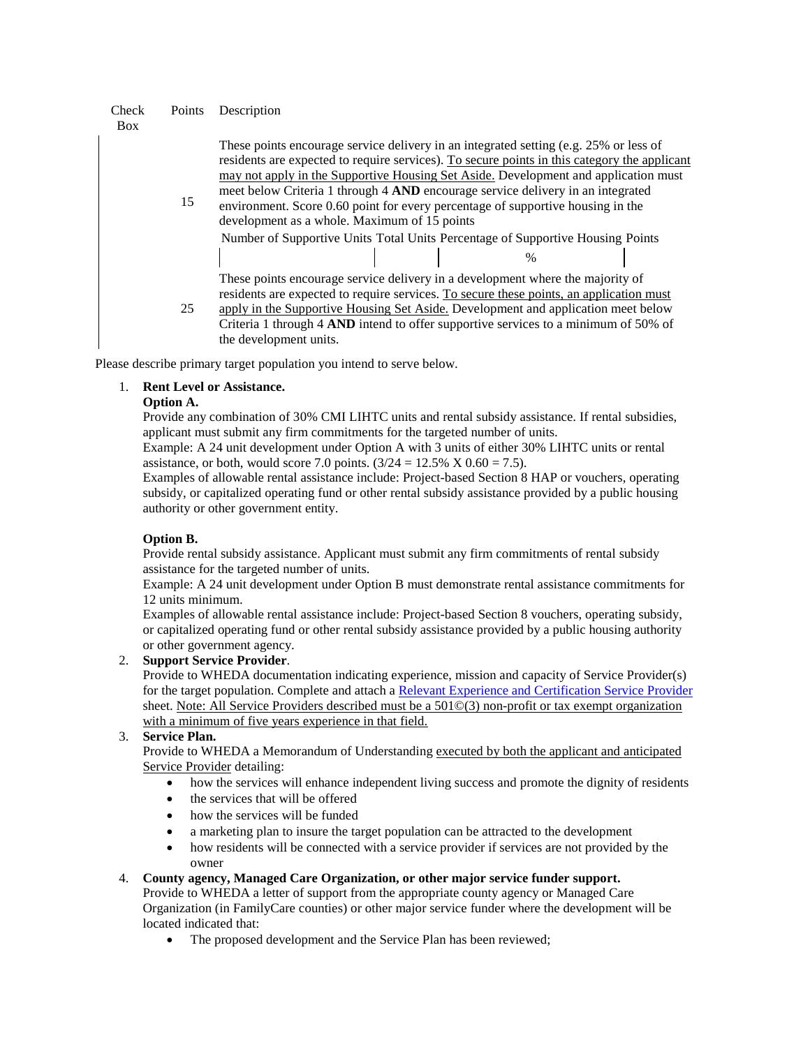| Check Box | Points | Description |
|---|---|---|
| | 15 | These points encourage service delivery in an integrated setting (e.g. 25% or less of residents are expected to require services). <u>To secure points in this category the applicant may not apply in the Supportive Housing Set Aside.</u> Development and application must meet below Criteria 1 through 4 **AND** encourage service delivery in an integrated environment. Score 0.60 point for every percentage of supportive housing in the development as a whole. Maximum of 15 points |
| | 25 | These points encourage service delivery in a development where the majority of residents are expected to require services. <u>To secure these points, an application must apply in the Supportive Housing Set Aside.</u> Development and application meet below Criteria 1 through 4 **AND** intend to offer supportive services to a minimum of 50% of the development units. |

| Number of Supportive Units | Total Units | Percentage of Supportive Housing | Points |
|---|---|---|---|
| | | % | |

Please describe primary target population you intend to serve below.

1. **Rent Level or Assistance.**
   **Option A.**
   Provide any combination of 30% CMI LIHTC units and rental subsidy assistance. If rental subsidies, applicant must submit any firm commitments for the targeted number of units.
   Example: A 24 unit development under Option A with 3 units of either 30% LIHTC units or rental assistance, or both, would score 7.0 points. (3/24 = 12.5% X 0.60 = 7.5).
   Examples of allowable rental assistance include: Project-based Section 8 HAP or vouchers, operating subsidy, or capitalized operating fund or other rental subsidy assistance provided by a public housing authority or other government entity.

   **Option B.**
   Provide rental subsidy assistance. Applicant must submit any firm commitments of rental subsidy assistance for the targeted number of units.
   Example: A 24 unit development under Option B must demonstrate rental assistance commitments for 12 units minimum.
   Examples of allowable rental assistance include: Project-based Section 8 vouchers, operating subsidy, or capitalized operating fund or other rental subsidy assistance provided by a public housing authority or other government agency.
2. **Support Service Provider**.
   Provide to WHEDA documentation indicating experience, mission and capacity of Service Provider(s) for the target population. Complete and attach a Relevant Experience and Certification Service Provider sheet. <u>Note: All Service Providers described must be a 501©(3) non-profit or tax exempt organization with a minimum of five years experience in that field.</u>
3. **Service Plan.**
   Provide to WHEDA a Memorandum of Understanding <u>executed by both the applicant and anticipated Service Provider</u> detailing:
   - how the services will enhance independent living success and promote the dignity of residents
   - the services that will be offered
   - how the services will be funded
   - a marketing plan to insure the target population can be attracted to the development
   - how residents will be connected with a service provider if services are not provided by the owner
4. **County agency, Managed Care Organization, or other major service funder support.**
   Provide to WHEDA a letter of support from the appropriate county agency or Managed Care Organization (in FamilyCare counties) or other major service funder where the development will be located indicated that:
   - The proposed development and the Service Plan has been reviewed;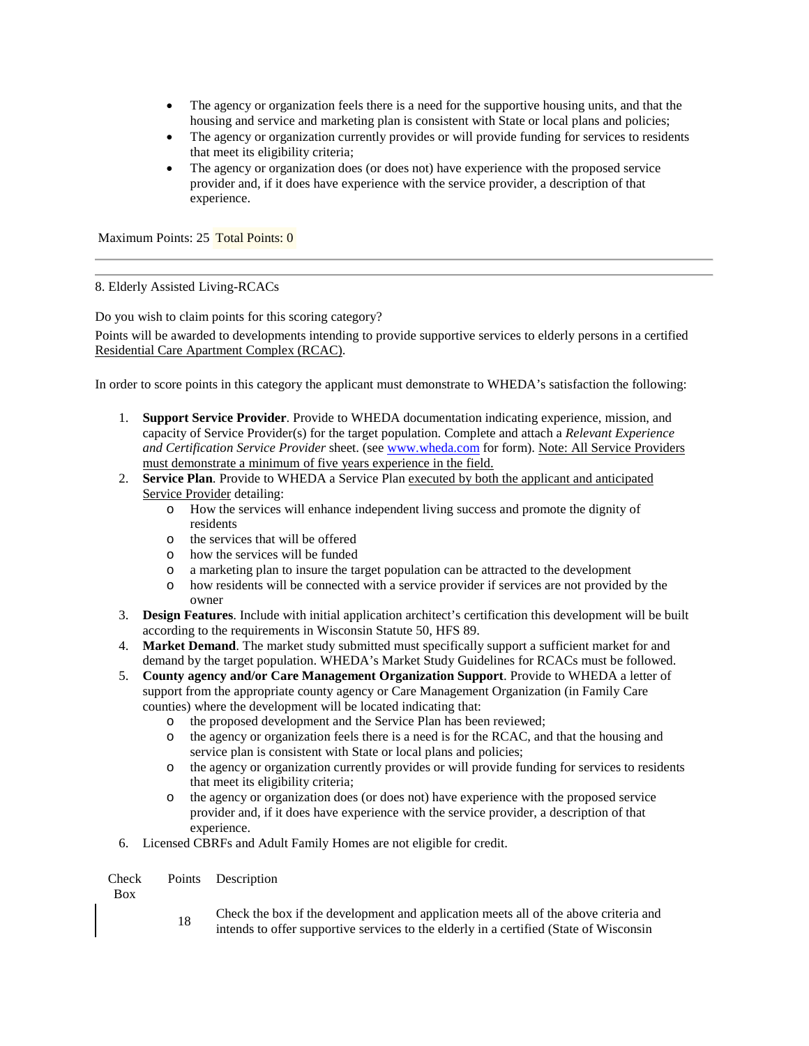- The agency or organization feels there is a need for the supportive housing units, and that the housing and service and marketing plan is consistent with State or local plans and policies;
- The agency or organization currently provides or will provide funding for services to residents that meet its eligibility criteria;
- The agency or organization does (or does not) have experience with the proposed service provider and, if it does have experience with the service provider, a description of that experience.

Maximum Points: 25 Total Points: 0

---

8. Elderly Assisted Living-RCACs

Do you wish to claim points for this scoring category?

Points will be awarded to developments intending to provide supportive services to elderly persons in a certified Residential Care Apartment Complex (RCAC).

In order to score points in this category the applicant must demonstrate to WHEDA's satisfaction the following:

1. **Support Service Provider**. Provide to WHEDA documentation indicating experience, mission, and capacity of Service Provider(s) for the target population. Complete and attach a *Relevant Experience and Certification Service Provider* sheet. (see www.wheda.com for form). Note: All Service Providers must demonstrate a minimum of five years experience in the field.
2. **Service Plan**. Provide to WHEDA a Service Plan executed by both the applicant and anticipated Service Provider detailing:
   - How the services will enhance independent living success and promote the dignity of residents
   - the services that will be offered
   - how the services will be funded
   - a marketing plan to insure the target population can be attracted to the development
   - how residents will be connected with a service provider if services are not provided by the owner
3. **Design Features**. Include with initial application architect's certification this development will be built according to the requirements in Wisconsin Statute 50, HFS 89.
4. **Market Demand**. The market study submitted must specifically support a sufficient market for and demand by the target population. WHEDA's Market Study Guidelines for RCACs must be followed.
5. **County agency and/or Care Management Organization Support**. Provide to WHEDA a letter of support from the appropriate county agency or Care Management Organization (in Family Care counties) where the development will be located indicating that:
   - the proposed development and the Service Plan has been reviewed;
   - the agency or organization feels there is a need is for the RCAC, and that the housing and service plan is consistent with State or local plans and policies;
   - the agency or organization currently provides or will provide funding for services to residents that meet its eligibility criteria;
   - the agency or organization does (or does not) have experience with the proposed service provider and, if it does have experience with the service provider, a description of that experience.
6. Licensed CBRFs and Adult Family Homes are not eligible for credit.

| Check Box | Points | Description |
|---|---|---|
| | 18 | Check the box if the development and application meets all of the above criteria and intends to offer supportive services to the elderly in a certified (State of Wisconsin |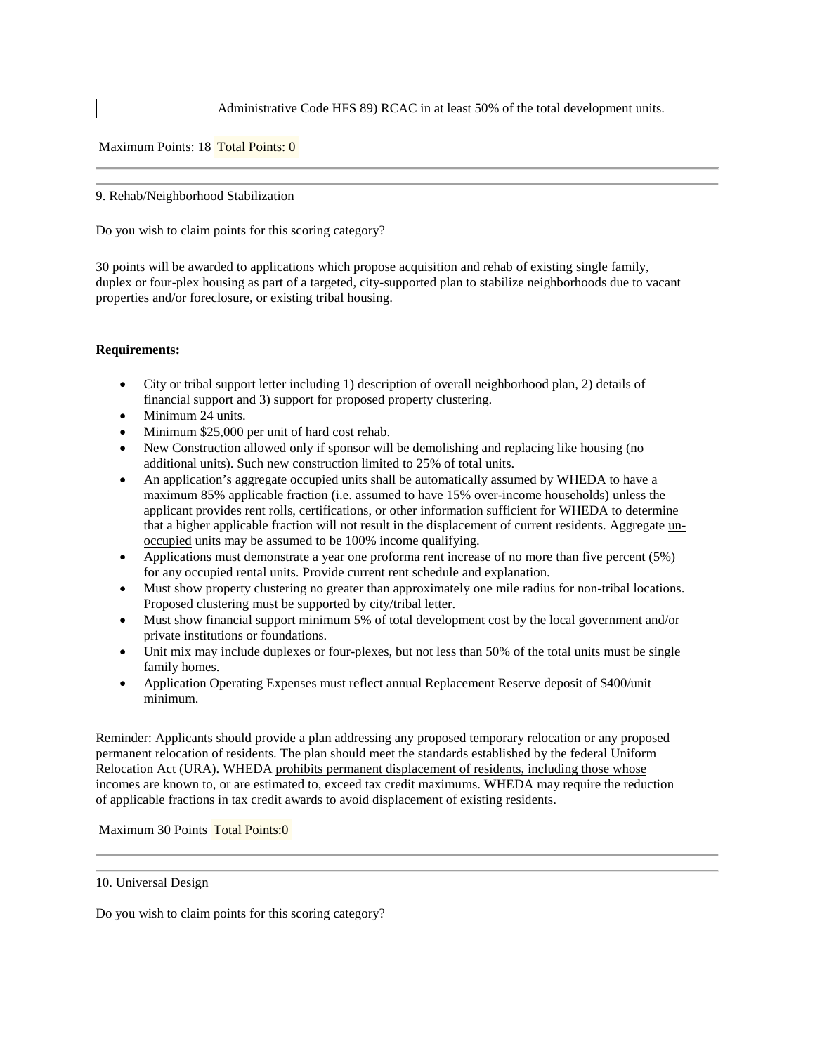Administrative Code HFS 89) RCAC in at least 50% of the total development units.

Maximum Points: 18 Total Points: 0

---

9. Rehab/Neighborhood Stabilization

Do you wish to claim points for this scoring category?

30 points will be awarded to applications which propose acquisition and rehab of existing single family, duplex or four-plex housing as part of a targeted, city-supported plan to stabilize neighborhoods due to vacant properties and/or foreclosure, or existing tribal housing.

**Requirements:**

- City or tribal support letter including 1) description of overall neighborhood plan, 2) details of financial support and 3) support for proposed property clustering.
- Minimum 24 units.
- Minimum $25,000 per unit of hard cost rehab.
- New Construction allowed only if sponsor will be demolishing and replacing like housing (no additional units). Such new construction limited to 25% of total units.
- An application's aggregate occupied units shall be automatically assumed by WHEDA to have a maximum 85% applicable fraction (i.e. assumed to have 15% over-income households) unless the applicant provides rent rolls, certifications, or other information sufficient for WHEDA to determine that a higher applicable fraction will not result in the displacement of current residents. Aggregate un-occupied units may be assumed to be 100% income qualifying.
- Applications must demonstrate a year one proforma rent increase of no more than five percent (5%) for any occupied rental units. Provide current rent schedule and explanation.
- Must show property clustering no greater than approximately one mile radius for non-tribal locations. Proposed clustering must be supported by city/tribal letter.
- Must show financial support minimum 5% of total development cost by the local government and/or private institutions or foundations.
- Unit mix may include duplexes or four-plexes, but not less than 50% of the total units must be single family homes.
- Application Operating Expenses must reflect annual Replacement Reserve deposit of $400/unit minimum.

Reminder: Applicants should provide a plan addressing any proposed temporary relocation or any proposed permanent relocation of residents. The plan should meet the standards established by the federal Uniform Relocation Act (URA). WHEDA prohibits permanent displacement of residents, including those whose incomes are known to, or are estimated to, exceed tax credit maximums. WHEDA may require the reduction of applicable fractions in tax credit awards to avoid displacement of existing residents.

Maximum 30 Points Total Points:0

---

10. Universal Design

Do you wish to claim points for this scoring category?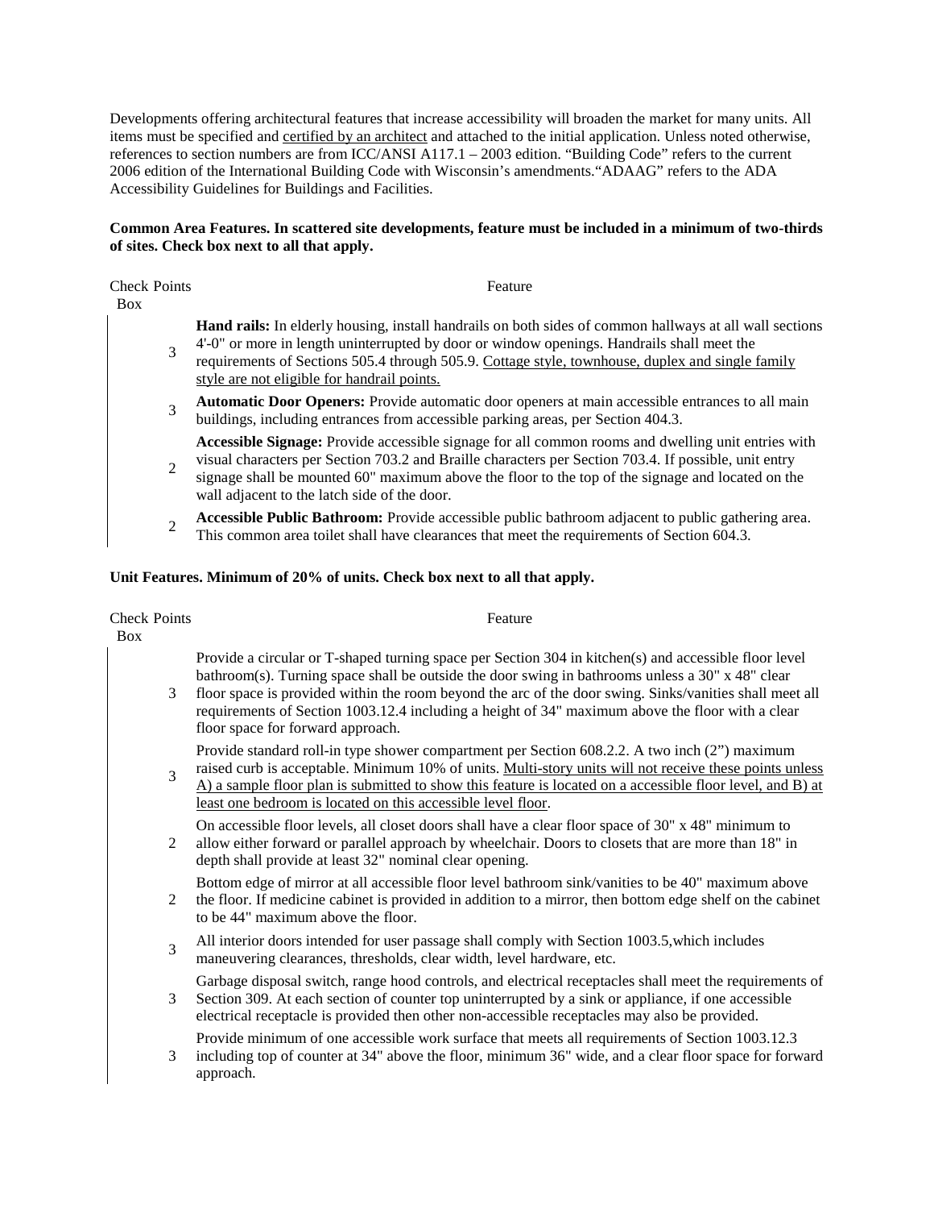Developments offering architectural features that increase accessibility will broaden the market for many units. All items must be specified and certified by an architect and attached to the initial application. Unless noted otherwise, references to section numbers are from ICC/ANSI A117.1 – 2003 edition. "Building Code" refers to the current 2006 edition of the International Building Code with Wisconsin's amendments."ADAAG" refers to the ADA Accessibility Guidelines for Buildings and Facilities.

**Common Area Features. In scattered site developments, feature must be included in a minimum of two-thirds of sites. Check box next to all that apply.**

| Check Box | Points | Feature |
|---|---|---|
| | 3 | **Hand rails:** In elderly housing, install handrails on both sides of common hallways at all wall sections 4'-0" or more in length uninterrupted by door or window openings. Handrails shall meet the requirements of Sections 505.4 through 505.9. Cottage style, townhouse, duplex and single family style are not eligible for handrail points. |
| | 3 | **Automatic Door Openers:** Provide automatic door openers at main accessible entrances to all main buildings, including entrances from accessible parking areas, per Section 404.3. |
| | 2 | **Accessible Signage:** Provide accessible signage for all common rooms and dwelling unit entries with visual characters per Section 703.2 and Braille characters per Section 703.4. If possible, unit entry signage shall be mounted 60" maximum above the floor to the top of the signage and located on the wall adjacent to the latch side of the door. |
| | 2 | **Accessible Public Bathroom:** Provide accessible public bathroom adjacent to public gathering area. This common area toilet shall have clearances that meet the requirements of Section 604.3. |

**Unit Features. Minimum of 20% of units. Check box next to all that apply.**

| Check Box | Points | Feature |
|---|---|---|
| | 3 | Provide a circular or T-shaped turning space per Section 304 in kitchen(s) and accessible floor level bathroom(s). Turning space shall be outside the door swing in bathrooms unless a 30" x 48" clear floor space is provided within the room beyond the arc of the door swing. Sinks/vanities shall meet all requirements of Section 1003.12.4 including a height of 34" maximum above the floor with a clear floor space for forward approach. |
| | 3 | Provide standard roll-in type shower compartment per Section 608.2.2. A two inch (2") maximum raised curb is acceptable. Minimum 10% of units. Multi-story units will not receive these points unless A) a sample floor plan is submitted to show this feature is located on a accessible floor level, and B) at least one bedroom is located on this accessible level floor. |
| | 2 | On accessible floor levels, all closet doors shall have a clear floor space of 30" x 48" minimum to allow either forward or parallel approach by wheelchair. Doors to closets that are more than 18" in depth shall provide at least 32" nominal clear opening. |
| | 2 | Bottom edge of mirror at all accessible floor level bathroom sink/vanities to be 40" maximum above the floor. If medicine cabinet is provided in addition to a mirror, then bottom edge shelf on the cabinet to be 44" maximum above the floor. |
| | 3 | All interior doors intended for user passage shall comply with Section 1003.5,which includes maneuvering clearances, thresholds, clear width, level hardware, etc. |
| | 3 | Garbage disposal switch, range hood controls, and electrical receptacles shall meet the requirements of Section 309. At each section of counter top uninterrupted by a sink or appliance, if one accessible electrical receptacle is provided then other non-accessible receptacles may also be provided. |
| | 3 | Provide minimum of one accessible work surface that meets all requirements of Section 1003.12.3 including top of counter at 34" above the floor, minimum 36" wide, and a clear floor space for forward approach. |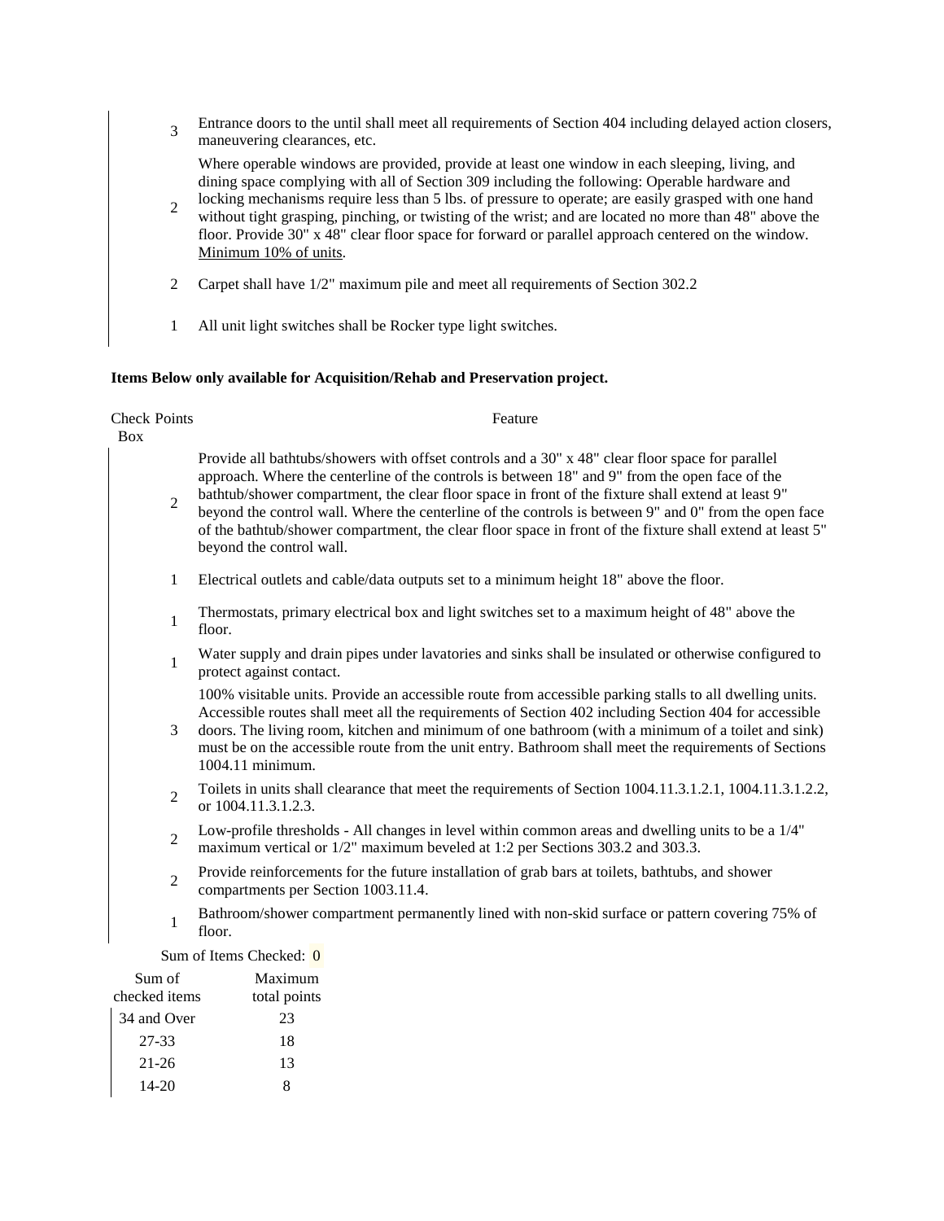| Check Box | Points | Feature |
|---|---|---|
| | 3 | Entrance doors to the until shall meet all requirements of Section 404 including delayed action closers, maneuvering clearances, etc. |
| | 2 | Where operable windows are provided, provide at least one window in each sleeping, living, and dining space complying with all of Section 309 including the following: Operable hardware and locking mechanisms require less than 5 lbs. of pressure to operate; are easily grasped with one hand without tight grasping, pinching, or twisting of the wrist; and are located no more than 48" above the floor. Provide 30" x 48" clear floor space for forward or parallel approach centered on the window. Minimum 10% of units. |
| | 2 | Carpet shall have 1/2" maximum pile and meet all requirements of Section 302.2 |
| | 1 | All unit light switches shall be Rocker type light switches. |

**Items Below only available for Acquisition/Rehab and Preservation project.**

| Check Box | Points | Feature |
|---|---|---|
| | 2 | Provide all bathtubs/showers with offset controls and a 30" x 48" clear floor space for parallel approach. Where the centerline of the controls is between 18" and 9" from the open face of the bathtub/shower compartment, the clear floor space in front of the fixture shall extend at least 9" beyond the control wall. Where the centerline of the controls is between 9" and 0" from the open face of the bathtub/shower compartment, the clear floor space in front of the fixture shall extend at least 5" beyond the control wall. |
| | 1 | Electrical outlets and cable/data outputs set to a minimum height 18" above the floor. |
| | 1 | Thermostats, primary electrical box and light switches set to a maximum height of 48" above the floor. |
| | 1 | Water supply and drain pipes under lavatories and sinks shall be insulated or otherwise configured to protect against contact. |
| | 3 | 100% visitable units. Provide an accessible route from accessible parking stalls to all dwelling units. Accessible routes shall meet all the requirements of Section 402 including Section 404 for accessible doors. The living room, kitchen and minimum of one bathroom (with a minimum of a toilet and sink) must be on the accessible route from the unit entry. Bathroom shall meet the requirements of Sections 1004.11 minimum. |
| | 2 | Toilets in units shall clearance that meet the requirements of Section 1004.11.3.1.2.1, 1004.11.3.1.2.2, or 1004.11.3.1.2.3. |
| | 2 | Low-profile thresholds - All changes in level within common areas and dwelling units to be a 1/4" maximum vertical or 1/2" maximum beveled at 1:2 per Sections 303.2 and 303.3. |
| | 2 | Provide reinforcements for the future installation of grab bars at toilets, bathtubs, and shower compartments per Section 1003.11.4. |
| | 1 | Bathroom/shower compartment permanently lined with non-skid surface or pattern covering 75% of floor. |

Sum of Items Checked: 0

| Sum of checked items | Maximum total points |
|---|---|
| 34 and Over | 23 |
| 27-33 | 18 |
| 21-26 | 13 |
| 14-20 | 8 |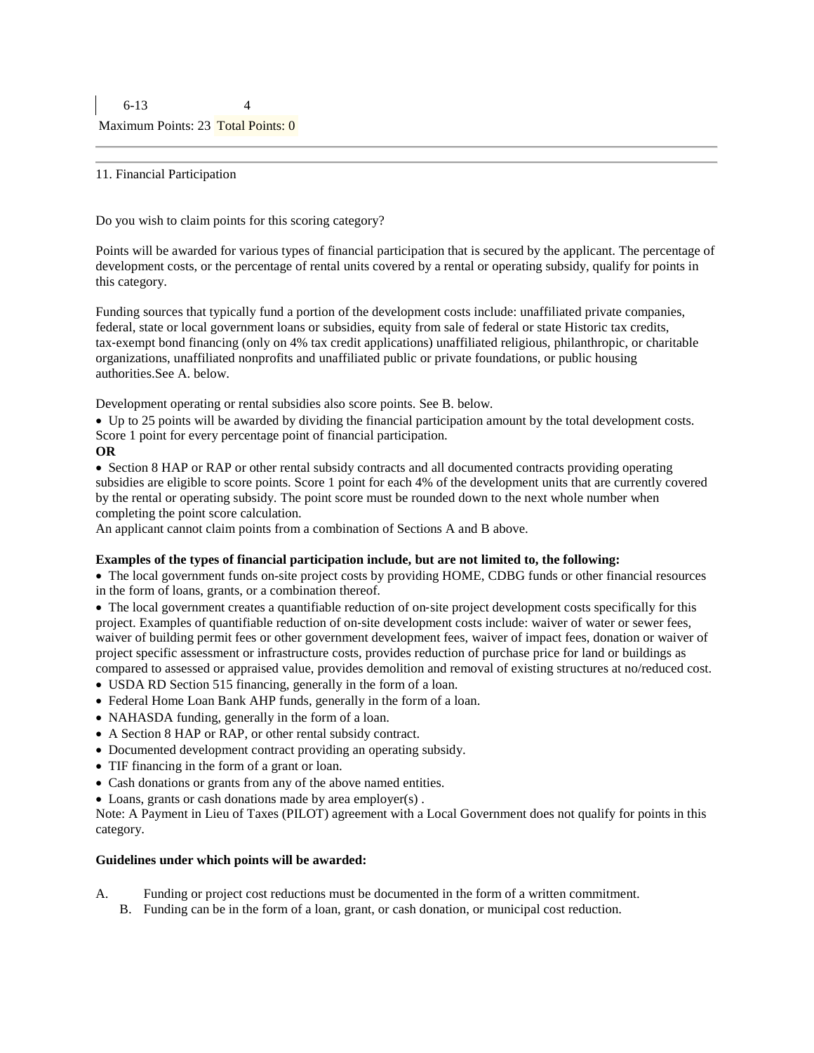| 6-13 | 4 |
| --- | --- |

Maximum Points: 23 Total Points: 0

---

11. Financial Participation

Do you wish to claim points for this scoring category?

Points will be awarded for various types of financial participation that is secured by the applicant. The percentage of development costs, or the percentage of rental units covered by a rental or operating subsidy, qualify for points in this category.

Funding sources that typically fund a portion of the development costs include: unaffiliated private companies, federal, state or local government loans or subsidies, equity from sale of federal or state Historic tax credits, tax-exempt bond financing (only on 4% tax credit applications) unaffiliated religious, philanthropic, or charitable organizations, unaffiliated nonprofits and unaffiliated public or private foundations, or public housing authorities.See A. below.

Development operating or rental subsidies also score points. See B. below.

- Up to 25 points will be awarded by dividing the financial participation amount by the total development costs. Score 1 point for every percentage point of financial participation.

**OR**

- Section 8 HAP or RAP or other rental subsidy contracts and all documented contracts providing operating subsidies are eligible to score points. Score 1 point for each 4% of the development units that are currently covered by the rental or operating subsidy. The point score must be rounded down to the next whole number when completing the point score calculation.

An applicant cannot claim points from a combination of Sections A and B above.

**Examples of the types of financial participation include, but are not limited to, the following:**

- The local government funds on-site project costs by providing HOME, CDBG funds or other financial resources in the form of loans, grants, or a combination thereof.
- The local government creates a quantifiable reduction of on-site project development costs specifically for this project. Examples of quantifiable reduction of on-site development costs include: waiver of water or sewer fees, waiver of building permit fees or other government development fees, waiver of impact fees, donation or waiver of project specific assessment or infrastructure costs, provides reduction of purchase price for land or buildings as compared to assessed or appraised value, provides demolition and removal of existing structures at no/reduced cost.
- USDA RD Section 515 financing, generally in the form of a loan.
- Federal Home Loan Bank AHP funds, generally in the form of a loan.
- NAHASDA funding, generally in the form of a loan.
- A Section 8 HAP or RAP, or other rental subsidy contract.
- Documented development contract providing an operating subsidy.
- TIF financing in the form of a grant or loan.
- Cash donations or grants from any of the above named entities.
- Loans, grants or cash donations made by area employer(s) .

Note: A Payment in Lieu of Taxes (PILOT) agreement with a Local Government does not qualify for points in this category.

**Guidelines under which points will be awarded:**

A. Funding or project cost reductions must be documented in the form of a written commitment.

B. Funding can be in the form of a loan, grant, or cash donation, or municipal cost reduction.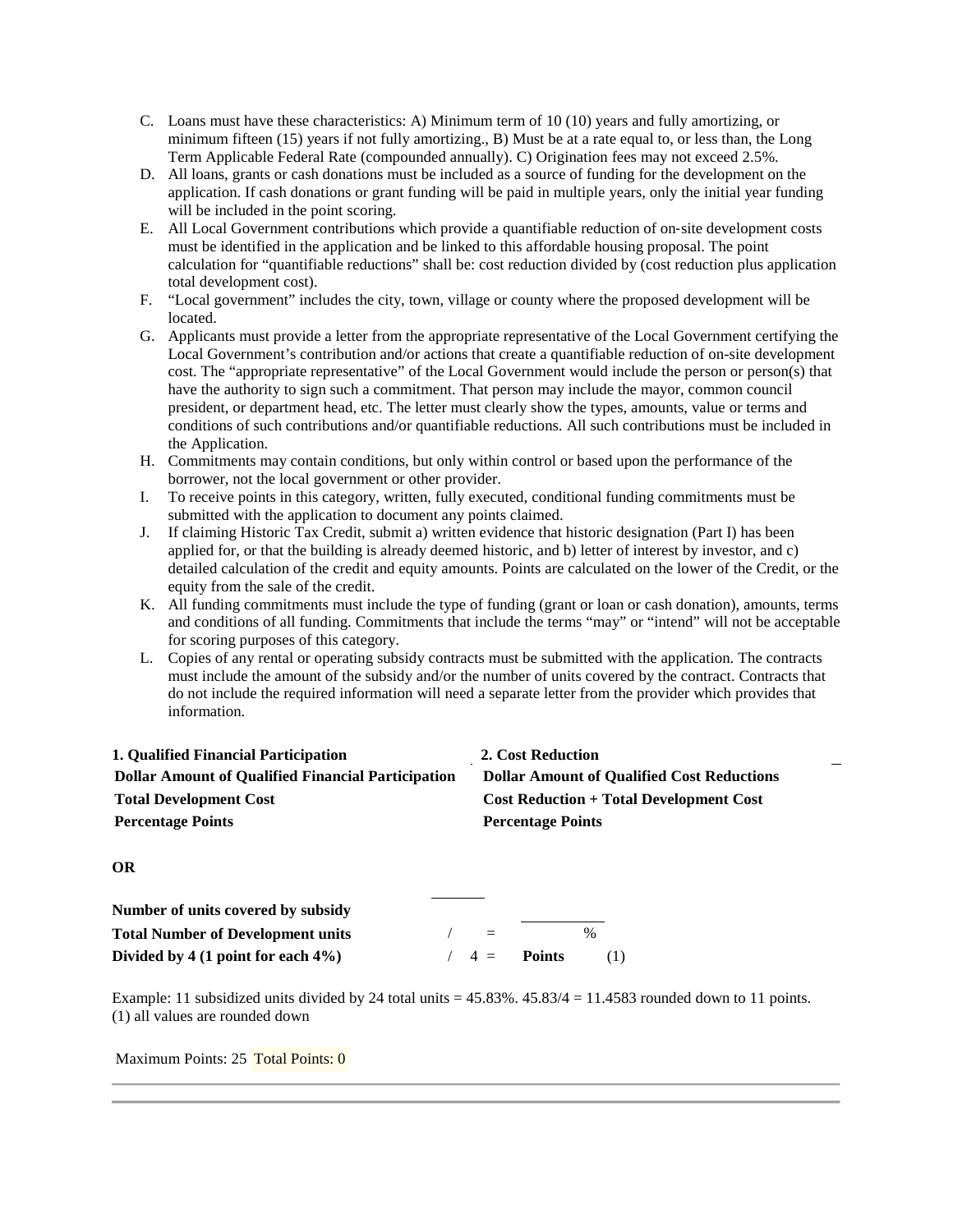C. Loans must have these characteristics: A) Minimum term of 10 (10) years and fully amortizing, or minimum fifteen (15) years if not fully amortizing., B) Must be at a rate equal to, or less than, the Long Term Applicable Federal Rate (compounded annually). C) Origination fees may not exceed 2.5%.

D. All loans, grants or cash donations must be included as a source of funding for the development on the application. If cash donations or grant funding will be paid in multiple years, only the initial year funding will be included in the point scoring.

E. All Local Government contributions which provide a quantifiable reduction of on-site development costs must be identified in the application and be linked to this affordable housing proposal. The point calculation for "quantifiable reductions" shall be: cost reduction divided by (cost reduction plus application total development cost).

F. "Local government" includes the city, town, village or county where the proposed development will be located.

G. Applicants must provide a letter from the appropriate representative of the Local Government certifying the Local Government's contribution and/or actions that create a quantifiable reduction of on-site development cost. The "appropriate representative" of the Local Government would include the person or person(s) that have the authority to sign such a commitment. That person may include the mayor, common council president, or department head, etc. The letter must clearly show the types, amounts, value or terms and conditions of such contributions and/or quantifiable reductions. All such contributions must be included in the Application.

H. Commitments may contain conditions, but only within control or based upon the performance of the borrower, not the local government or other provider.

I. To receive points in this category, written, fully executed, conditional funding commitments must be submitted with the application to document any points claimed.

J. If claiming Historic Tax Credit, submit a) written evidence that historic designation (Part I) has been applied for, or that the building is already deemed historic, and b) letter of interest by investor, and c) detailed calculation of the credit and equity amounts. Points are calculated on the lower of the Credit, or the equity from the sale of the credit.

K. All funding commitments must include the type of funding (grant or loan or cash donation), amounts, terms and conditions of all funding. Commitments that include the terms "may" or "intend" will not be acceptable for scoring purposes of this category.

L. Copies of any rental or operating subsidy contracts must be submitted with the application. The contracts must include the amount of the subsidy and/or the number of units covered by the contract. Contracts that do not include the required information will need a separate letter from the provider which provides that information.

| **1. Qualified Financial Participation** | **2. Cost Reduction** |
|---|---|
| **Dollar Amount of Qualified Financial Participation** | **Dollar Amount of Qualified Cost Reductions** |
| **Total Development Cost** | **Cost Reduction + Total Development Cost** |
| **Percentage Points** | **Percentage Points** |

**OR**

| | | | |
|---|---|---|---|
| **Number of units covered by subsidy** | | | |
| **Total Number of Development units** | / | = | % |
| **Divided by 4 (1 point for each 4%)** | / | 4 = | **Points** (1) |

Example: 11 subsidized units divided by 24 total units = 45.83%. 45.83/4 = 11.4583 rounded down to 11 points.
(1) all values are rounded down

Maximum Points: 25 Total Points: 0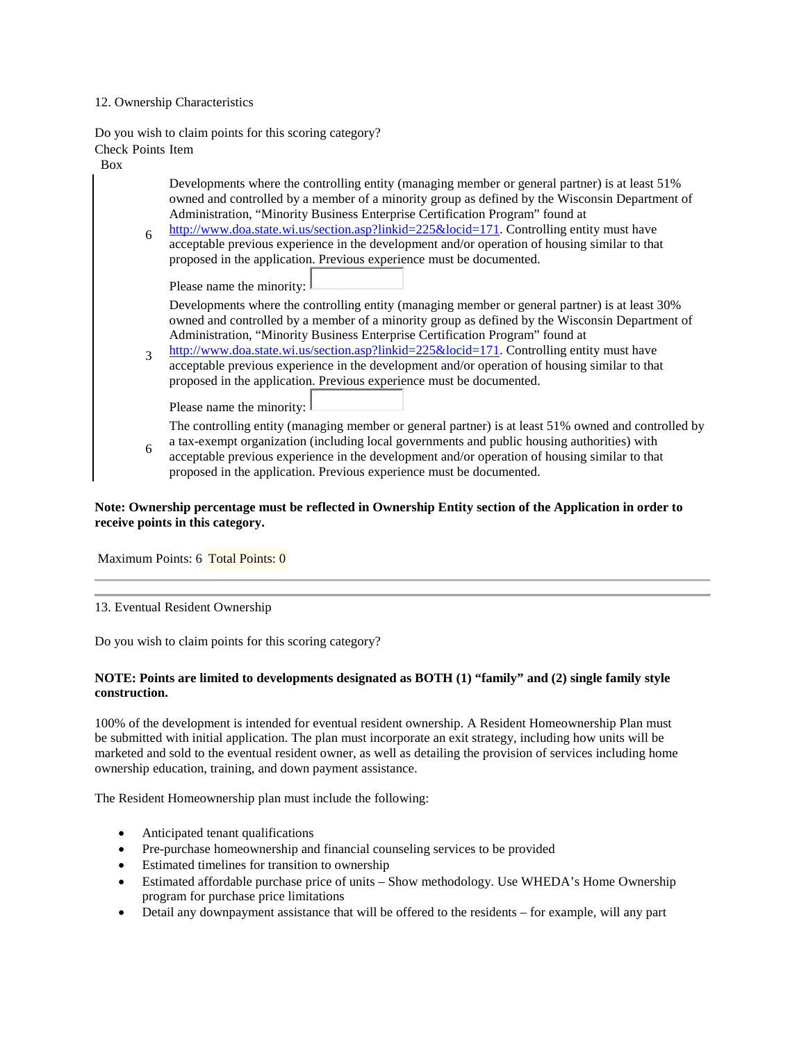12. Ownership Characteristics

Do you wish to claim points for this scoring category?

| Check Box | Points | Item |
| --- | --- | --- |
| | 6 | Developments where the controlling entity (managing member or general partner) is at least 51% owned and controlled by a member of a minority group as defined by the Wisconsin Department of Administration, "Minority Business Enterprise Certification Program" found at http://www.doa.state.wi.us/section.asp?linkid=225&locid=171. Controlling entity must have acceptable previous experience in the development and/or operation of housing similar to that proposed in the application. Previous experience must be documented. Please name the minority: |
| | 3 | Developments where the controlling entity (managing member or general partner) is at least 30% owned and controlled by a member of a minority group as defined by the Wisconsin Department of Administration, "Minority Business Enterprise Certification Program" found at http://www.doa.state.wi.us/section.asp?linkid=225&locid=171. Controlling entity must have acceptable previous experience in the development and/or operation of housing similar to that proposed in the application. Previous experience must be documented. Please name the minority: |
| | 6 | The controlling entity (managing member or general partner) is at least 51% owned and controlled by a tax-exempt organization (including local governments and public housing authorities) with acceptable previous experience in the development and/or operation of housing similar to that proposed in the application. Previous experience must be documented. |

**Note: Ownership percentage must be reflected in Ownership Entity section of the Application in order to receive points in this category.**

Maximum Points: 6 Total Points: 0

---

13. Eventual Resident Ownership

Do you wish to claim points for this scoring category?

**NOTE: Points are limited to developments designated as BOTH (1) "family" and (2) single family style construction.**

100% of the development is intended for eventual resident ownership. A Resident Homeownership Plan must be submitted with initial application. The plan must incorporate an exit strategy, including how units will be marketed and sold to the eventual resident owner, as well as detailing the provision of services including home ownership education, training, and down payment assistance.

The Resident Homeownership plan must include the following:

- Anticipated tenant qualifications
- Pre-purchase homeownership and financial counseling services to be provided
- Estimated timelines for transition to ownership
- Estimated affordable purchase price of units – Show methodology. Use WHEDA's Home Ownership program for purchase price limitations
- Detail any downpayment assistance that will be offered to the residents – for example, will any part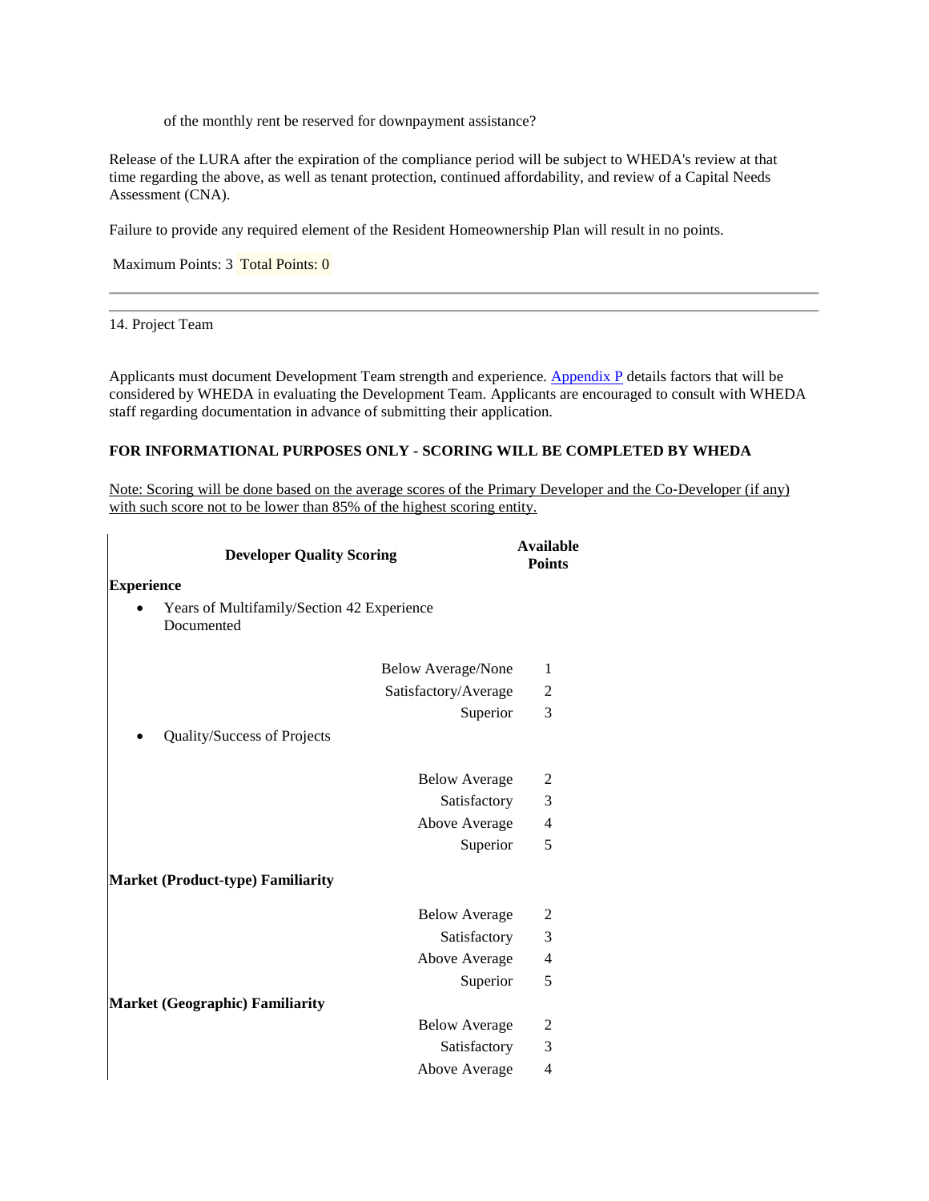of the monthly rent be reserved for downpayment assistance?

Release of the LURA after the expiration of the compliance period will be subject to WHEDA's review at that time regarding the above, as well as tenant protection, continued affordability, and review of a Capital Needs Assessment (CNA).

Failure to provide any required element of the Resident Homeownership Plan will result in no points.

Maximum Points: 3 Total Points: 0

---

14. Project Team

Applicants must document Development Team strength and experience. Appendix P details factors that will be considered by WHEDA in evaluating the Development Team. Applicants are encouraged to consult with WHEDA staff regarding documentation in advance of submitting their application.

**FOR INFORMATIONAL PURPOSES ONLY - SCORING WILL BE COMPLETED BY WHEDA**

Note: Scoring will be done based on the average scores of the Primary Developer and the Co-Developer (if any) with such score not to be lower than 85% of the highest scoring entity.

| **Developer Quality Scoring** | | **Available Points** |
|---|---|---|
| **Experience** | | |
| • Years of Multifamily/Section 42 Experience Documented | | |
| | Below Average/None | 1 |
| | Satisfactory/Average | 2 |
| | Superior | 3 |
| • Quality/Success of Projects | | |
| | Below Average | 2 |
| | Satisfactory | 3 |
| | Above Average | 4 |
| | Superior | 5 |
| **Market (Product-type) Familiarity** | | |
| | Below Average | 2 |
| | Satisfactory | 3 |
| | Above Average | 4 |
| | Superior | 5 |
| **Market (Geographic) Familiarity** | | |
| | Below Average | 2 |
| | Satisfactory | 3 |
| | Above Average | 4 |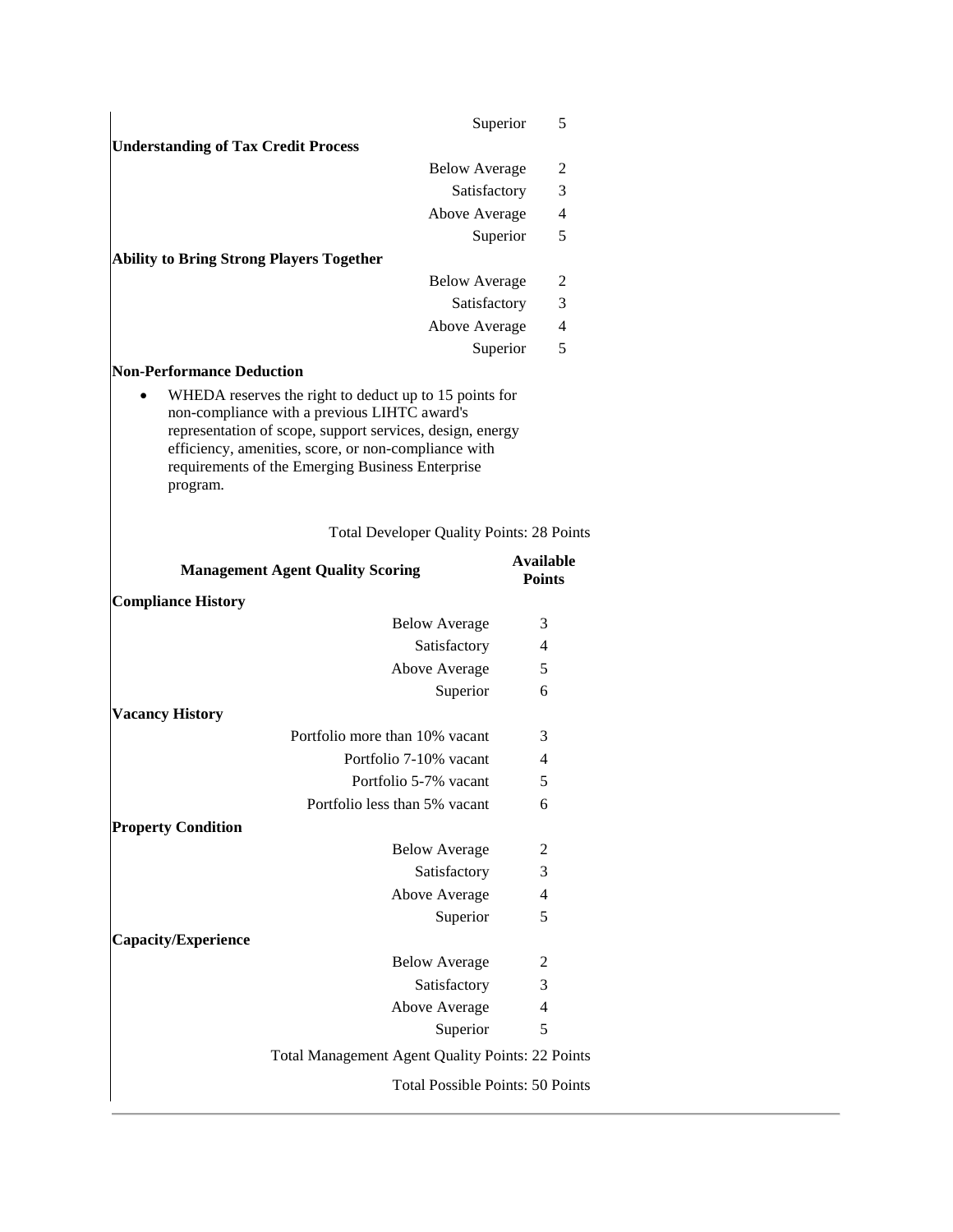| | |
|---|---|
| Superior | 5 |
| **Understanding of Tax Credit Process** | |
| Below Average | 2 |
| Satisfactory | 3 |
| Above Average | 4 |
| Superior | 5 |
| **Ability to Bring Strong Players Together** | |
| Below Average | 2 |
| Satisfactory | 3 |
| Above Average | 4 |
| Superior | 5 |

**Non-Performance Deduction**

- WHEDA reserves the right to deduct up to 15 points for non-compliance with a previous LIHTC award's representation of scope, support services, design, energy efficiency, amenities, score, or non-compliance with requirements of the Emerging Business Enterprise program.

Total Developer Quality Points: 28 Points

| Management Agent Quality Scoring | Available Points |
|---|---|
| **Compliance History** | |
| Below Average | 3 |
| Satisfactory | 4 |
| Above Average | 5 |
| Superior | 6 |
| **Vacancy History** | |
| Portfolio more than 10% vacant | 3 |
| Portfolio 7-10% vacant | 4 |
| Portfolio 5-7% vacant | 5 |
| Portfolio less than 5% vacant | 6 |
| **Property Condition** | |
| Below Average | 2 |
| Satisfactory | 3 |
| Above Average | 4 |
| Superior | 5 |
| **Capacity/Experience** | |
| Below Average | 2 |
| Satisfactory | 3 |
| Above Average | 4 |
| Superior | 5 |

Total Management Agent Quality Points: 22 Points

Total Possible Points: 50 Points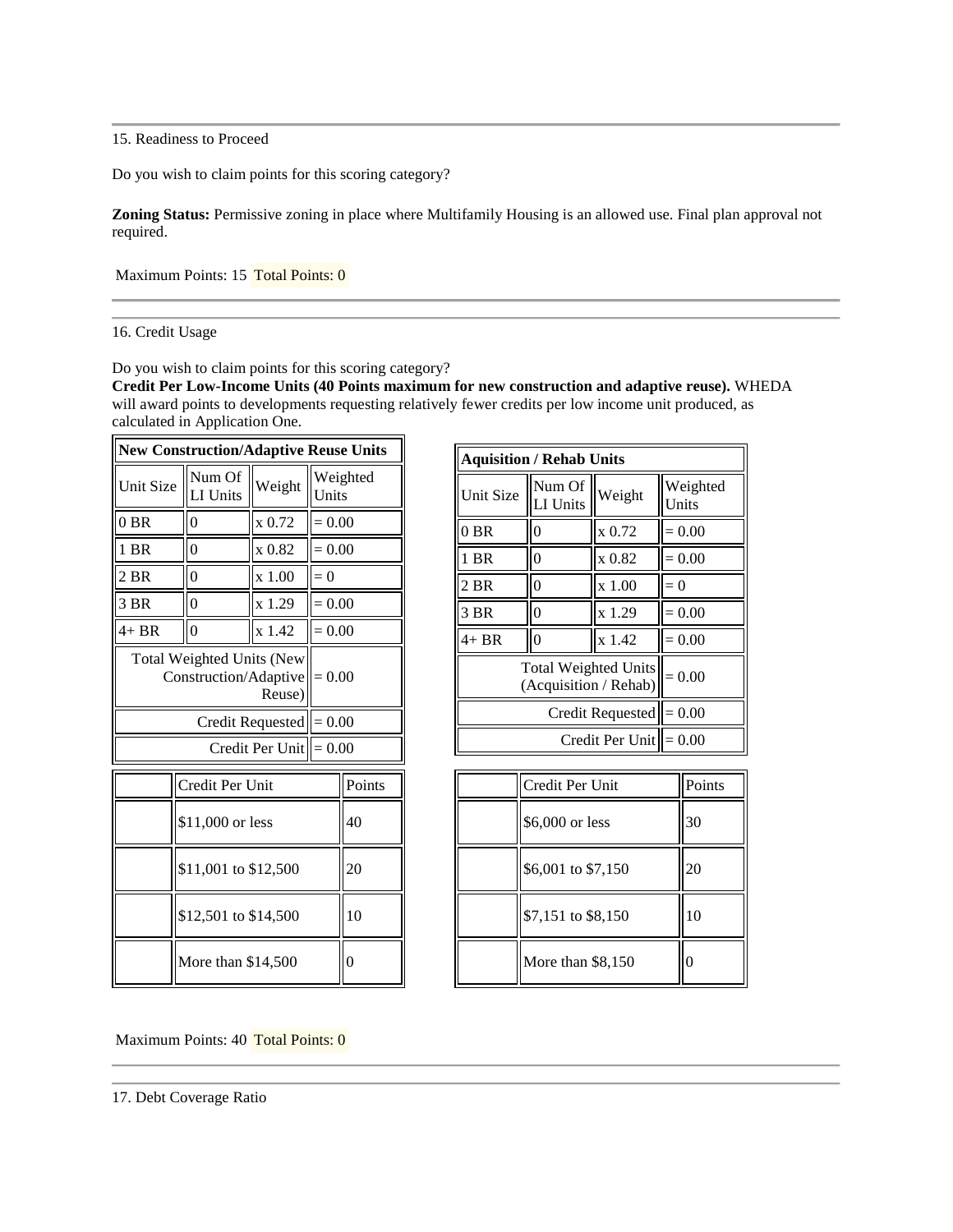15. Readiness to Proceed

Do you wish to claim points for this scoring category?

**Zoning Status:** Permissive zoning in place where Multifamily Housing is an allowed use. Final plan approval not required.

Maximum Points: 15 Total Points: 0

---

16. Credit Usage

Do you wish to claim points for this scoring category?

**Credit Per Low-Income Units (40 Points maximum for new construction and adaptive reuse).** WHEDA will award points to developments requesting relatively fewer credits per low income unit produced, as calculated in Application One.

| New Construction/Adaptive Reuse Units | | | |
|---|---|---|---|
| Unit Size | Num Of LI Units | Weight | Weighted Units |
| 0 BR | 0 | x 0.72 | = 0.00 |
| 1 BR | 0 | x 0.82 | = 0.00 |
| 2 BR | 0 | x 1.00 | = 0 |
| 3 BR | 0 | x 1.29 | = 0.00 |
| 4+ BR | 0 | x 1.42 | = 0.00 |
| Total Weighted Units (New Construction/Adaptive Reuse) | | | = 0.00 |
| Credit Requested | | | = 0.00 |
| Credit Per Unit | | | = 0.00 |

| | Credit Per Unit | Points |
|---|---|---|
| | $11,000 or less | 40 |
| | $11,001 to $12,500 | 20 |
| | $12,501 to $14,500 | 10 |
| | More than $14,500 | 0 |

| Aquisition / Rehab Units | | | |
|---|---|---|---|
| Unit Size | Num Of LI Units | Weight | Weighted Units |
| 0 BR | 0 | x 0.72 | = 0.00 |
| 1 BR | 0 | x 0.82 | = 0.00 |
| 2 BR | 0 | x 1.00 | = 0 |
| 3 BR | 0 | x 1.29 | = 0.00 |
| 4+ BR | 0 | x 1.42 | = 0.00 |
| Total Weighted Units (Acquisition / Rehab) | | | = 0.00 |
| Credit Requested | | | = 0.00 |
| Credit Per Unit | | | = 0.00 |

| | Credit Per Unit | Points |
|---|---|---|
| | $6,000 or less | 30 |
| | $6,001 to $7,150 | 20 |
| | $7,151 to $8,150 | 10 |
| | More than $8,150 | 0 |

Maximum Points: 40 Total Points: 0

---

17. Debt Coverage Ratio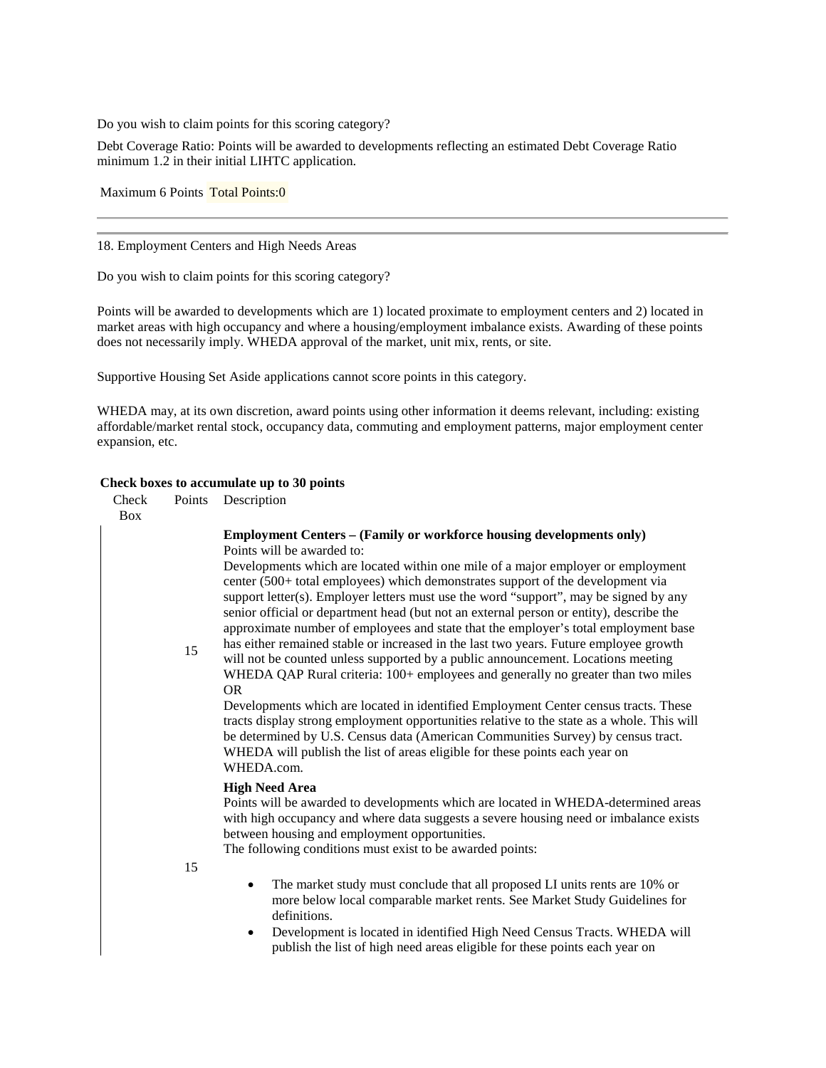Do you wish to claim points for this scoring category?

Debt Coverage Ratio: Points will be awarded to developments reflecting an estimated Debt Coverage Ratio minimum 1.2 in their initial LIHTC application.

Maximum 6 Points Total Points:0

---

18. Employment Centers and High Needs Areas

Do you wish to claim points for this scoring category?

Points will be awarded to developments which are 1) located proximate to employment centers and 2) located in market areas with high occupancy and where a housing/employment imbalance exists. Awarding of these points does not necessarily imply. WHEDA approval of the market, unit mix, rents, or site.

Supportive Housing Set Aside applications cannot score points in this category.

WHEDA may, at its own discretion, award points using other information it deems relevant, including: existing affordable/market rental stock, occupancy data, commuting and employment patterns, major employment center expansion, etc.

**Check boxes to accumulate up to 30 points**

| Check Box | Points | Description |
|---|---|---|
| | 15 | **Employment Centers – (Family or workforce housing developments only)**<br>Points will be awarded to:<br>Developments which are located within one mile of a major employer or employment center (500+ total employees) which demonstrates support of the development via support letter(s). Employer letters must use the word "support", may be signed by any senior official or department head (but not an external person or entity), describe the approximate number of employees and state that the employer's total employment base has either remained stable or increased in the last two years. Future employee growth will not be counted unless supported by a public announcement. Locations meeting WHEDA QAP Rural criteria: 100+ employees and generally no greater than two miles<br>OR<br>Developments which are located in identified Employment Center census tracts. These tracts display strong employment opportunities relative to the state as a whole. This will be determined by U.S. Census data (American Communities Survey) by census tract. WHEDA will publish the list of areas eligible for these points each year on WHEDA.com. |
| | 15 | **High Need Area**<br>Points will be awarded to developments which are located in WHEDA-determined areas with high occupancy and where data suggests a severe housing need or imbalance exists between housing and employment opportunities.<br>The following conditions must exist to be awarded points:<br>• The market study must conclude that all proposed LI units rents are 10% or more below local comparable market rents. See Market Study Guidelines for definitions.<br>• Development is located in identified High Need Census Tracts. WHEDA will publish the list of high need areas eligible for these points each year on |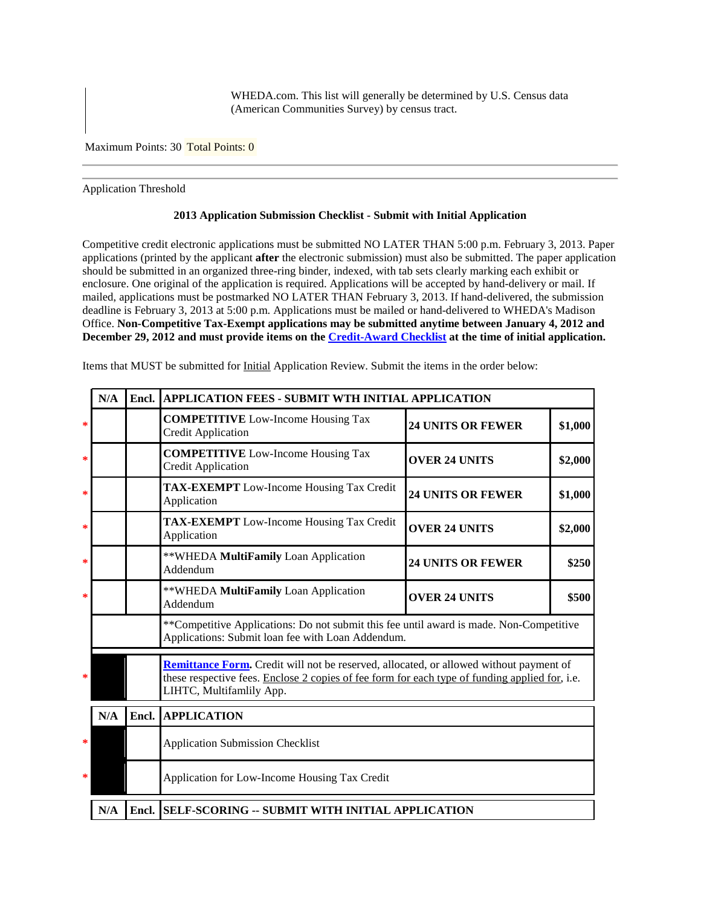WHEDA.com. This list will generally be determined by U.S. Census data (American Communities Survey) by census tract.

Maximum Points: 30 Total Points: 0

---

Application Threshold

**2013 Application Submission Checklist - Submit with Initial Application**

Competitive credit electronic applications must be submitted NO LATER THAN 5:00 p.m. February 3, 2013. Paper applications (printed by the applicant **after** the electronic submission) must also be submitted. The paper application should be submitted in an organized three-ring binder, indexed, with tab sets clearly marking each exhibit or enclosure. One original of the application is required. Applications will be accepted by hand-delivery or mail. If mailed, applications must be postmarked NO LATER THAN February 3, 2013. If hand-delivered, the submission deadline is February 3, 2013 at 5:00 p.m. Applications must be mailed or hand-delivered to WHEDA's Madison Office. **Non-Competitive Tax-Exempt applications may be submitted anytime between January 4, 2012 and December 29, 2012 and must provide items on the Credit-Award Checklist at the time of initial application.**

Items that MUST be submitted for Initial Application Review. Submit the items in the order below:

| | N/A | Encl. | APPLICATION FEES - SUBMIT WTH INITIAL APPLICATION | | |
|---|---|---|---|---|---|
| * | | | **COMPETITIVE** Low-Income Housing Tax Credit Application | **24 UNITS OR FEWER** | **$1,000** |
| * | | | **COMPETITIVE** Low-Income Housing Tax Credit Application | **OVER 24 UNITS** | **$2,000** |
| * | | | **TAX-EXEMPT** Low-Income Housing Tax Credit Application | **24 UNITS OR FEWER** | **$1,000** |
| * | | | **TAX-EXEMPT** Low-Income Housing Tax Credit Application | **OVER 24 UNITS** | **$2,000** |
| * | | | **WHEDA **MultiFamily** Loan Application Addendum | **24 UNITS OR FEWER** | **$250** |
| * | | | **WHEDA **MultiFamily** Loan Application Addendum | **OVER 24 UNITS** | **$500** |
| | | | **Competitive Applications: Do not submit this fee until award is made. Non-Competitive Applications: Submit loan fee with Loan Addendum. | | |
| * | | | **Remittance Form**. Credit will not be reserved, allocated, or allowed without payment of these respective fees. Enclose 2 copies of fee form for each type of funding applied for, i.e. LIHTC, Multifamlily App. | | |

| | N/A | Encl. | APPLICATION |
|---|---|---|---|
| * | | | Application Submission Checklist |
| * | | | Application for Low-Income Housing Tax Credit |

| N/A | Encl. | SELF-SCORING -- SUBMIT WITH INITIAL APPLICATION |
|---|---|---|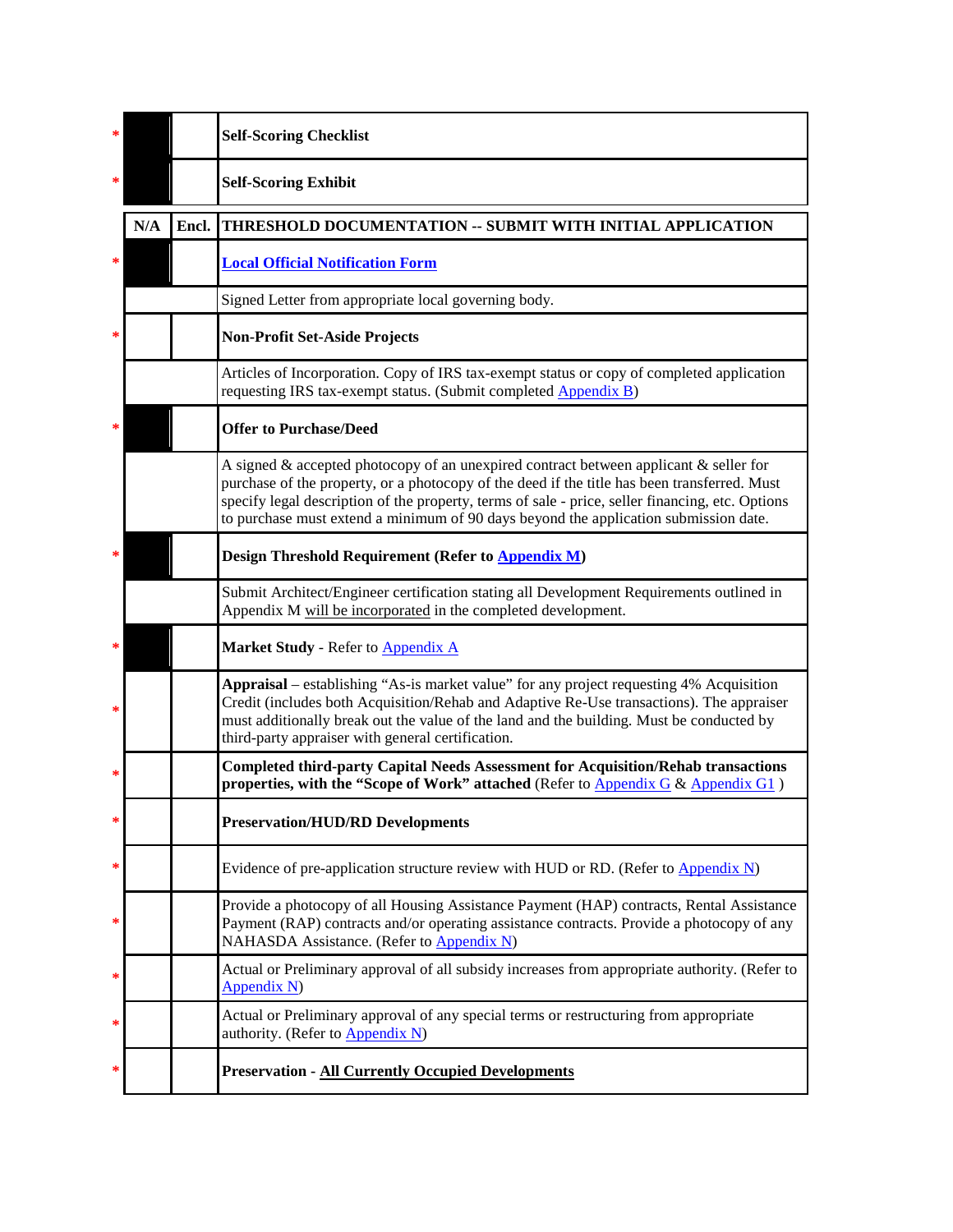| | N/A | Encl. | |
|---|---|---|---|
| * | | | **Self-Scoring Checklist** |
| * | | | **Self-Scoring Exhibit** |

| | N/A | Encl. | THRESHOLD DOCUMENTATION -- SUBMIT WITH INITIAL APPLICATION |
|---|---|---|---|
| * | | | **Local Official Notification Form** |
| | | | Signed Letter from appropriate local governing body. |
| * | | | **Non-Profit Set-Aside Projects** |
| | | | Articles of Incorporation. Copy of IRS tax-exempt status or copy of completed application requesting IRS tax-exempt status. (Submit completed Appendix B) |
| * | | | **Offer to Purchase/Deed** |
| | | | A signed & accepted photocopy of an unexpired contract between applicant & seller for purchase of the property, or a photocopy of the deed if the title has been transferred. Must specify legal description of the property, terms of sale - price, seller financing, etc. Options to purchase must extend a minimum of 90 days beyond the application submission date. |
| * | | | **Design Threshold Requirement (Refer to Appendix M)** |
| | | | Submit Architect/Engineer certification stating all Development Requirements outlined in Appendix M will be incorporated in the completed development. |
| * | | | **Market Study** - Refer to Appendix A |
| * | | | **Appraisal** – establishing "As-is market value" for any project requesting 4% Acquisition Credit (includes both Acquisition/Rehab and Adaptive Re-Use transactions). The appraiser must additionally break out the value of the land and the building. Must be conducted by third-party appraiser with general certification. |
| * | | | **Completed third-party Capital Needs Assessment for Acquisition/Rehab transactions properties, with the "Scope of Work" attached** (Refer to Appendix G & Appendix G1 ) |
| * | | | **Preservation/HUD/RD Developments** |
| * | | | Evidence of pre-application structure review with HUD or RD. (Refer to Appendix N) |
| * | | | Provide a photocopy of all Housing Assistance Payment (HAP) contracts, Rental Assistance Payment (RAP) contracts and/or operating assistance contracts. Provide a photocopy of any NAHASDA Assistance. (Refer to Appendix N) |
| * | | | Actual or Preliminary approval of all subsidy increases from appropriate authority. (Refer to Appendix N) |
| * | | | Actual or Preliminary approval of any special terms or restructuring from appropriate authority. (Refer to Appendix N) |
| * | | | **Preservation - All Currently Occupied Developments** |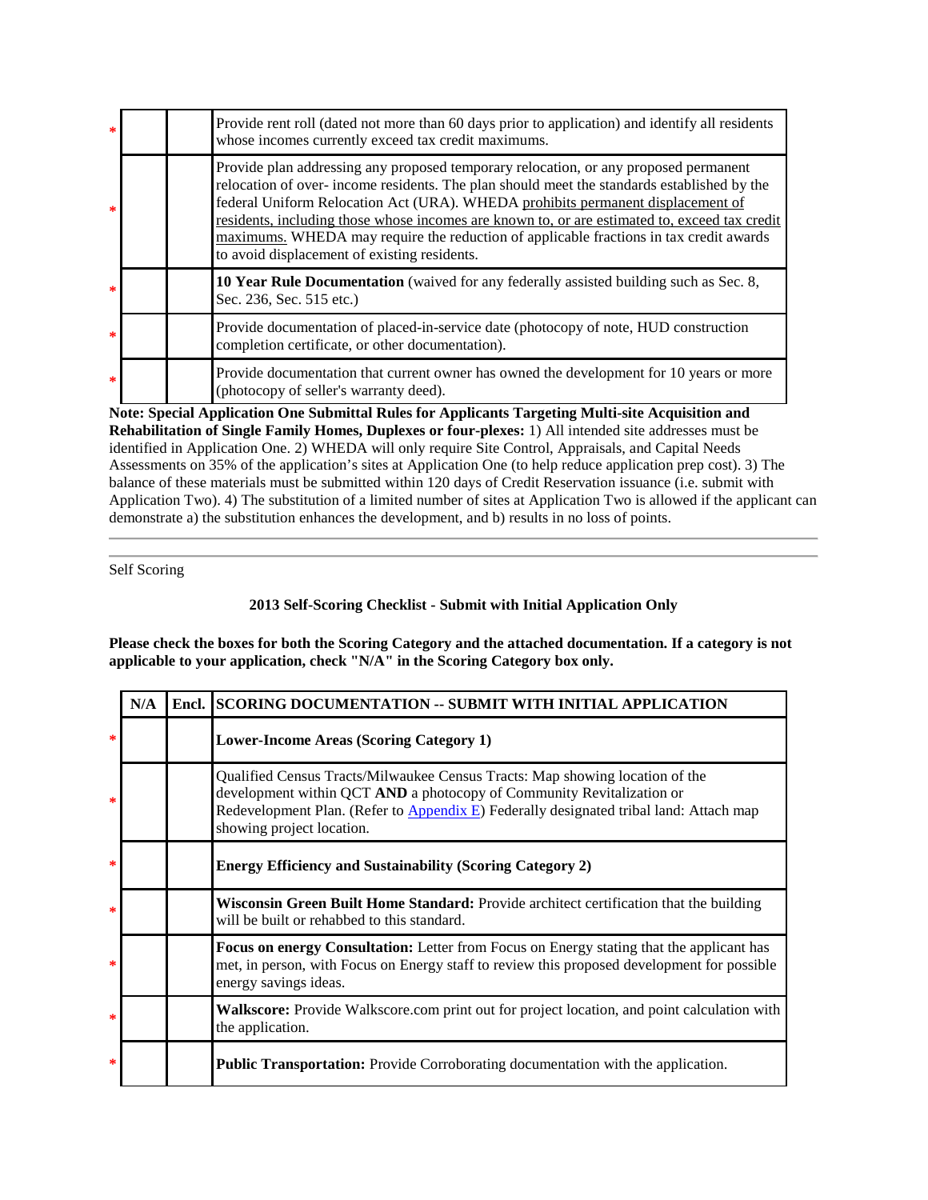| | | | |
|---|---|---|---|
| * | | | Provide rent roll (dated not more than 60 days prior to application) and identify all residents whose incomes currently exceed tax credit maximums. |
| * | | | Provide plan addressing any proposed temporary relocation, or any proposed permanent relocation of over- income residents. The plan should meet the standards established by the federal Uniform Relocation Act (URA). WHEDA prohibits permanent displacement of residents, including those whose incomes are known to, or are estimated to, exceed tax credit maximums. WHEDA may require the reduction of applicable fractions in tax credit awards to avoid displacement of existing residents. |
| * | | | **10 Year Rule Documentation** (waived for any federally assisted building such as Sec. 8, Sec. 236, Sec. 515 etc.) |
| * | | | Provide documentation of placed-in-service date (photocopy of note, HUD construction completion certificate, or other documentation). |
| * | | | Provide documentation that current owner has owned the development for 10 years or more (photocopy of seller's warranty deed). |

**Note: Special Application One Submittal Rules for Applicants Targeting Multi-site Acquisition and Rehabilitation of Single Family Homes, Duplexes or four-plexes:** 1) All intended site addresses must be identified in Application One. 2) WHEDA will only require Site Control, Appraisals, and Capital Needs Assessments on 35% of the application's sites at Application One (to help reduce application prep cost). 3) The balance of these materials must be submitted within 120 days of Credit Reservation issuance (i.e. submit with Application Two). 4) The substitution of a limited number of sites at Application Two is allowed if the applicant can demonstrate a) the substitution enhances the development, and b) results in no loss of points.

---

Self Scoring

**2013 Self-Scoring Checklist - Submit with Initial Application Only**

**Please check the boxes for both the Scoring Category and the attached documentation. If a category is not applicable to your application, check "N/A" in the Scoring Category box only.**

| | N/A | Encl. | SCORING DOCUMENTATION -- SUBMIT WITH INITIAL APPLICATION |
|---|---|---|---|
| * | | | **Lower-Income Areas (Scoring Category 1)** |
| * | | | Qualified Census Tracts/Milwaukee Census Tracts: Map showing location of the development within QCT **AND** a photocopy of Community Revitalization or Redevelopment Plan. (Refer to Appendix E) Federally designated tribal land: Attach map showing project location. |
| * | | | **Energy Efficiency and Sustainability (Scoring Category 2)** |
| * | | | **Wisconsin Green Built Home Standard:** Provide architect certification that the building will be built or rehabbed to this standard. |
| * | | | **Focus on energy Consultation:** Letter from Focus on Energy stating that the applicant has met, in person, with Focus on Energy staff to review this proposed development for possible energy savings ideas. |
| * | | | **Walkscore:** Provide Walkscore.com print out for project location, and point calculation with the application. |
| * | | | **Public Transportation:** Provide Corroborating documentation with the application. |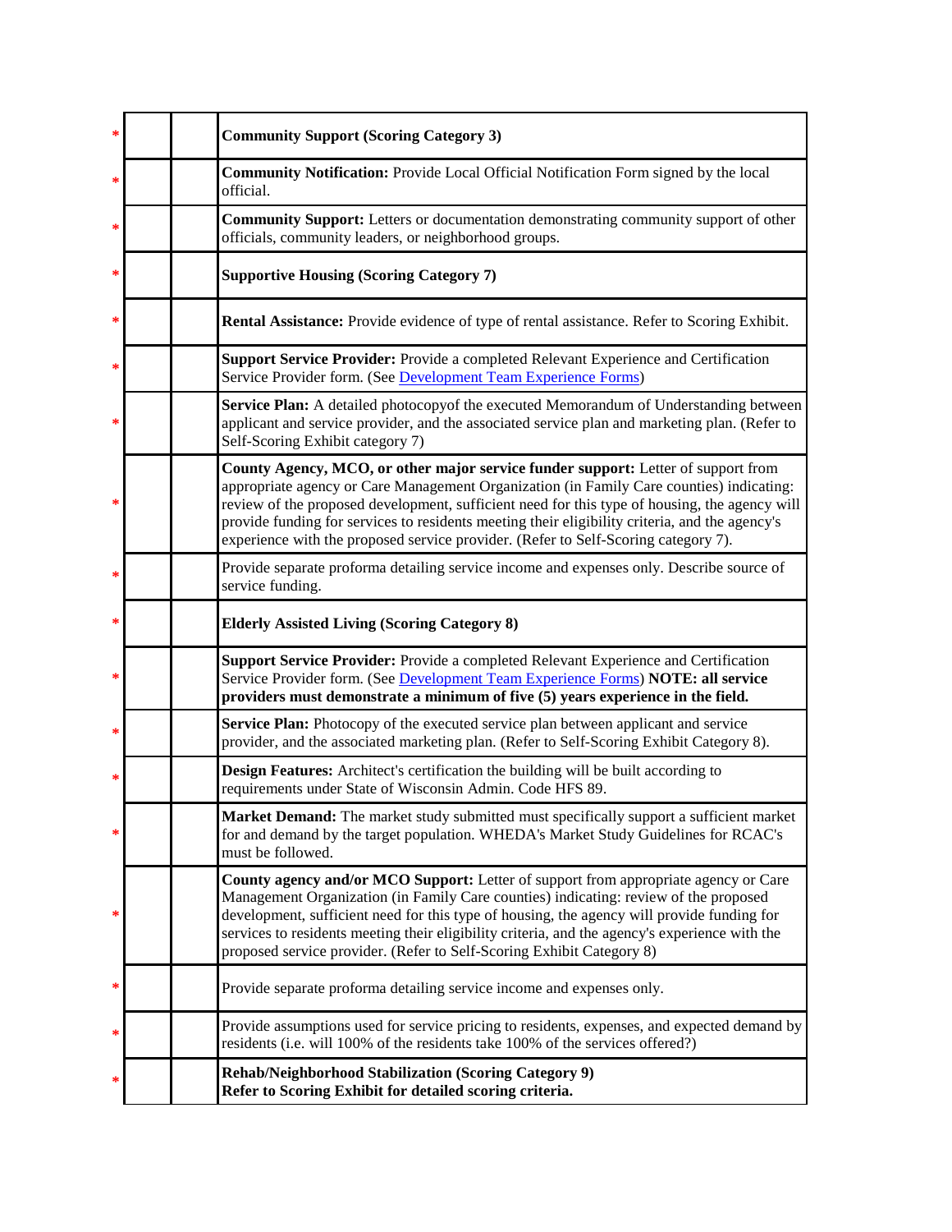| | | | |
|---|---|---|---|
| * | | | **Community Support (Scoring Category 3)** |
| * | | | **Community Notification:** Provide Local Official Notification Form signed by the local official. |
| * | | | **Community Support:** Letters or documentation demonstrating community support of other officials, community leaders, or neighborhood groups. |
| * | | | **Supportive Housing (Scoring Category 7)** |
| * | | | **Rental Assistance:** Provide evidence of type of rental assistance. Refer to Scoring Exhibit. |
| * | | | **Support Service Provider:** Provide a completed Relevant Experience and Certification Service Provider form. (See Development Team Experience Forms) |
| * | | | **Service Plan:** A detailed photocopyof the executed Memorandum of Understanding between applicant and service provider, and the associated service plan and marketing plan. (Refer to Self-Scoring Exhibit category 7) |
| * | | | **County Agency, MCO, or other major service funder support:** Letter of support from appropriate agency or Care Management Organization (in Family Care counties) indicating: review of the proposed development, sufficient need for this type of housing, the agency will provide funding for services to residents meeting their eligibility criteria, and the agency's experience with the proposed service provider. (Refer to Self-Scoring category 7). |
| * | | | Provide separate proforma detailing service income and expenses only. Describe source of service funding. |
| * | | | **Elderly Assisted Living (Scoring Category 8)** |
| * | | | **Support Service Provider:** Provide a completed Relevant Experience and Certification Service Provider form. (See Development Team Experience Forms) **NOTE: all service providers must demonstrate a minimum of five (5) years experience in the field.** |
| * | | | **Service Plan:** Photocopy of the executed service plan between applicant and service provider, and the associated marketing plan. (Refer to Self-Scoring Exhibit Category 8). |
| * | | | **Design Features:** Architect's certification the building will be built according to requirements under State of Wisconsin Admin. Code HFS 89. |
| * | | | **Market Demand:** The market study submitted must specifically support a sufficient market for and demand by the target population. WHEDA's Market Study Guidelines for RCAC's must be followed. |
| * | | | **County agency and/or MCO Support:** Letter of support from appropriate agency or Care Management Organization (in Family Care counties) indicating: review of the proposed development, sufficient need for this type of housing, the agency will provide funding for services to residents meeting their eligibility criteria, and the agency's experience with the proposed service provider. (Refer to Self-Scoring Exhibit Category 8) |
| * | | | Provide separate proforma detailing service income and expenses only. |
| * | | | Provide assumptions used for service pricing to residents, expenses, and expected demand by residents (i.e. will 100% of the residents take 100% of the services offered?) |
| * | | | **Rehab/Neighborhood Stabilization (Scoring Category 9) Refer to Scoring Exhibit for detailed scoring criteria.** |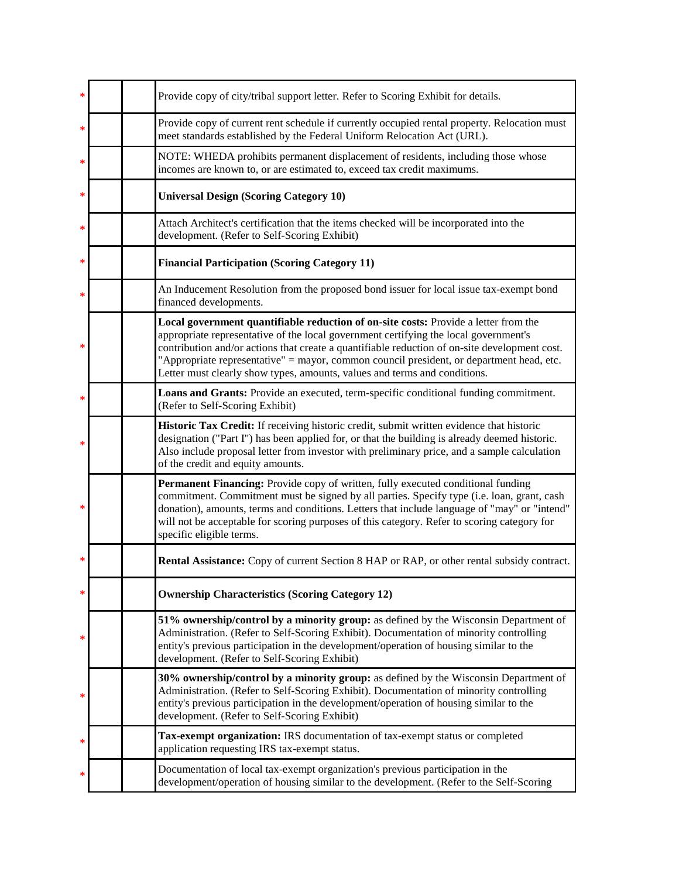| | | | |
|---|---|---|---|
| * | | | Provide copy of city/tribal support letter. Refer to Scoring Exhibit for details. |
| * | | | Provide copy of current rent schedule if currently occupied rental property. Relocation must meet standards established by the Federal Uniform Relocation Act (URL). |
| * | | | NOTE: WHEDA prohibits permanent displacement of residents, including those whose incomes are known to, or are estimated to, exceed tax credit maximums. |
| * | | | **Universal Design (Scoring Category 10)** |
| * | | | Attach Architect's certification that the items checked will be incorporated into the development. (Refer to Self-Scoring Exhibit) |
| * | | | **Financial Participation (Scoring Category 11)** |
| * | | | An Inducement Resolution from the proposed bond issuer for local issue tax-exempt bond financed developments. |
| * | | | **Local government quantifiable reduction of on-site costs:** Provide a letter from the appropriate representative of the local government certifying the local government's contribution and/or actions that create a quantifiable reduction of on-site development cost. "Appropriate representative" = mayor, common council president, or department head, etc. Letter must clearly show types, amounts, values and terms and conditions. |
| * | | | **Loans and Grants:** Provide an executed, term-specific conditional funding commitment. (Refer to Self-Scoring Exhibit) |
| * | | | **Historic Tax Credit:** If receiving historic credit, submit written evidence that historic designation ("Part I") has been applied for, or that the building is already deemed historic. Also include proposal letter from investor with preliminary price, and a sample calculation of the credit and equity amounts. |
| * | | | **Permanent Financing:** Provide copy of written, fully executed conditional funding commitment. Commitment must be signed by all parties. Specify type (i.e. loan, grant, cash donation), amounts, terms and conditions. Letters that include language of "may" or "intend" will not be acceptable for scoring purposes of this category. Refer to scoring category for specific eligible terms. |
| * | | | **Rental Assistance:** Copy of current Section 8 HAP or RAP, or other rental subsidy contract. |
| * | | | **Ownership Characteristics (Scoring Category 12)** |
| * | | | **51% ownership/control by a minority group:** as defined by the Wisconsin Department of Administration. (Refer to Self-Scoring Exhibit). Documentation of minority controlling entity's previous participation in the development/operation of housing similar to the development. (Refer to Self-Scoring Exhibit) |
| * | | | **30% ownership/control by a minority group:** as defined by the Wisconsin Department of Administration. (Refer to Self-Scoring Exhibit). Documentation of minority controlling entity's previous participation in the development/operation of housing similar to the development. (Refer to Self-Scoring Exhibit) |
| * | | | **Tax-exempt organization:** IRS documentation of tax-exempt status or completed application requesting IRS tax-exempt status. |
| * | | | Documentation of local tax-exempt organization's previous participation in the development/operation of housing similar to the development. (Refer to the Self-Scoring |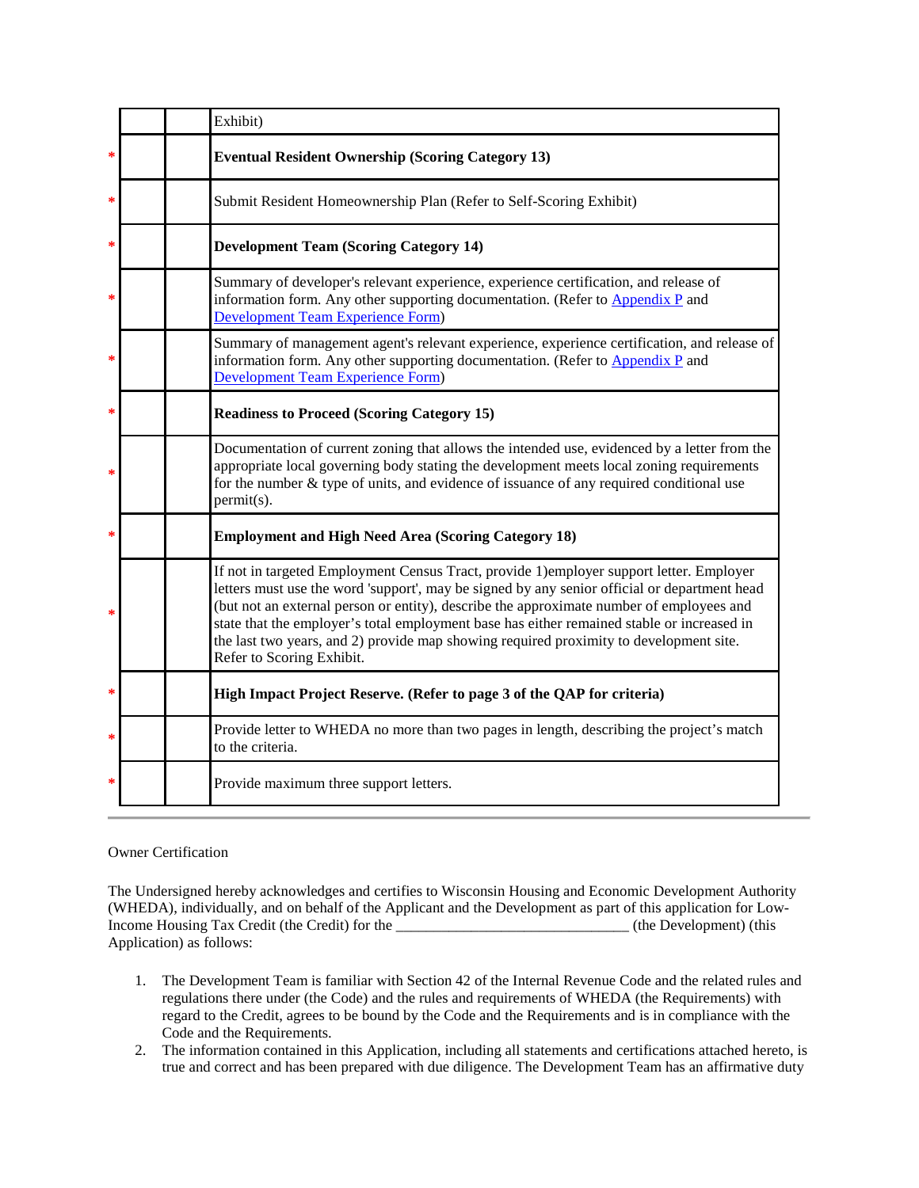| | | | |
|---|---|---|---|
| | | | Exhibit) |
| * | | | **Eventual Resident Ownership (Scoring Category 13)** |
| * | | | Submit Resident Homeownership Plan (Refer to Self-Scoring Exhibit) |
| * | | | **Development Team (Scoring Category 14)** |
| * | | | Summary of developer's relevant experience, experience certification, and release of information form. Any other supporting documentation. (Refer to Appendix P and Development Team Experience Form) |
| * | | | Summary of management agent's relevant experience, experience certification, and release of information form. Any other supporting documentation. (Refer to Appendix P and Development Team Experience Form) |
| * | | | **Readiness to Proceed (Scoring Category 15)** |
| * | | | Documentation of current zoning that allows the intended use, evidenced by a letter from the appropriate local governing body stating the development meets local zoning requirements for the number & type of units, and evidence of issuance of any required conditional use permit(s). |
| * | | | **Employment and High Need Area (Scoring Category 18)** |
| * | | | If not in targeted Employment Census Tract, provide 1)employer support letter. Employer letters must use the word 'support', may be signed by any senior official or department head (but not an external person or entity), describe the approximate number of employees and state that the employer's total employment base has either remained stable or increased in the last two years, and 2) provide map showing required proximity to development site. Refer to Scoring Exhibit. |
| * | | | **High Impact Project Reserve. (Refer to page 3 of the QAP for criteria)** |
| * | | | Provide letter to WHEDA no more than two pages in length, describing the project's match to the criteria. |
| * | | | Provide maximum three support letters. |

---

Owner Certification

The Undersigned hereby acknowledges and certifies to Wisconsin Housing and Economic Development Authority (WHEDA), individually, and on behalf of the Applicant and the Development as part of this application for Low-Income Housing Tax Credit (the Credit) for the ______________________________ (the Development) (this Application) as follows:

1. The Development Team is familiar with Section 42 of the Internal Revenue Code and the related rules and regulations there under (the Code) and the rules and requirements of WHEDA (the Requirements) with regard to the Credit, agrees to be bound by the Code and the Requirements and is in compliance with the Code and the Requirements.
2. The information contained in this Application, including all statements and certifications attached hereto, is true and correct and has been prepared with due diligence. The Development Team has an affirmative duty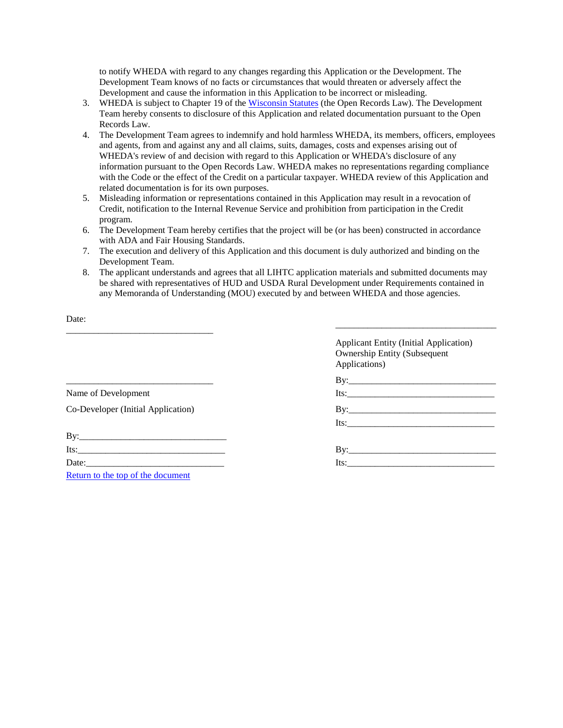to notify WHEDA with regard to any changes regarding this Application or the Development. The Development Team knows of no facts or circumstances that would threaten or adversely affect the Development and cause the information in this Application to be incorrect or misleading.

3. WHEDA is subject to Chapter 19 of the [Wisconsin Statutes](#) (the Open Records Law). The Development Team hereby consents to disclosure of this Application and related documentation pursuant to the Open Records Law.
4. The Development Team agrees to indemnify and hold harmless WHEDA, its members, officers, employees and agents, from and against any and all claims, suits, damages, costs and expenses arising out of WHEDA's review of and decision with regard to this Application or WHEDA's disclosure of any information pursuant to the Open Records Law. WHEDA makes no representations regarding compliance with the Code or the effect of the Credit on a particular taxpayer. WHEDA review of this Application and related documentation is for its own purposes.
5. Misleading information or representations contained in this Application may result in a revocation of Credit, notification to the Internal Revenue Service and prohibition from participation in the Credit program.
6. The Development Team hereby certifies that the project will be (or has been) constructed in accordance with ADA and Fair Housing Standards.
7. The execution and delivery of this Application and this document is duly authorized and binding on the Development Team.
8. The applicant understands and agrees that all LIHTC application materials and submitted documents may be shared with representatives of HUD and USDA Rural Development under Requirements contained in any Memoranda of Understanding (MOU) executed by and between WHEDA and those agencies.

Date: ________________________________

________________________________
Name of Development

Co-Developer (Initial Application)

By:________________________________

Its:________________________________

Date:________________________________

________________________________
Applicant Entity (Initial Application)
Ownership Entity (Subsequent Applications)

By:________________________________

Its:________________________________

By:________________________________

Its:________________________________

By:________________________________

Its:________________________________

[Return to the top of the document](#)